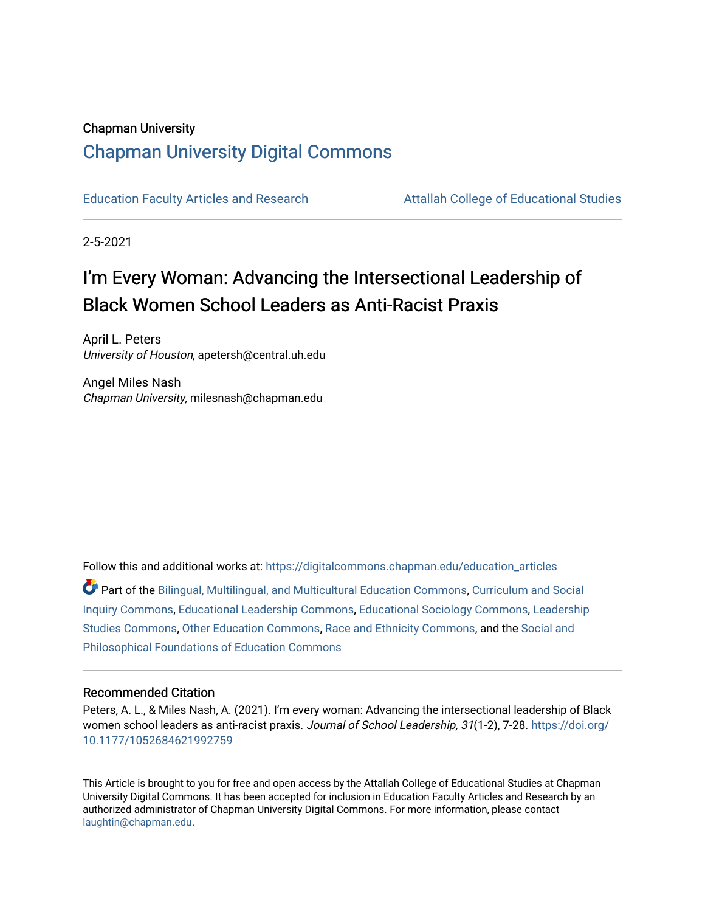Chapman University

## Chapman University Digital Commons

Education Faculty Articles and Research

Attallah College of Educational Studies

2-5-2021

# I'm Every Woman: Advancing the Intersectional Leadership of Black Women School Leaders as Anti-Racist Praxis

April L. Peters
*University of Houston*, apetersh@central.uh.edu

Angel Miles Nash
*Chapman University*, milesnash@chapman.edu

Follow this and additional works at: https://digitalcommons.chapman.edu/education_articles

Part of the Bilingual, Multilingual, and Multicultural Education Commons, Curriculum and Social Inquiry Commons, Educational Leadership Commons, Educational Sociology Commons, Leadership Studies Commons, Other Education Commons, Race and Ethnicity Commons, and the Social and Philosophical Foundations of Education Commons

### Recommended Citation

Peters, A. L., & Miles Nash, A. (2021). I'm every woman: Advancing the intersectional leadership of Black women school leaders as anti-racist praxis. *Journal of School Leadership, 31*(1-2), 7-28. https://doi.org/10.1177/1052684621992759

This Article is brought to you for free and open access by the Attallah College of Educational Studies at Chapman University Digital Commons. It has been accepted for inclusion in Education Faculty Articles and Research by an authorized administrator of Chapman University Digital Commons. For more information, please contact laughtin@chapman.edu.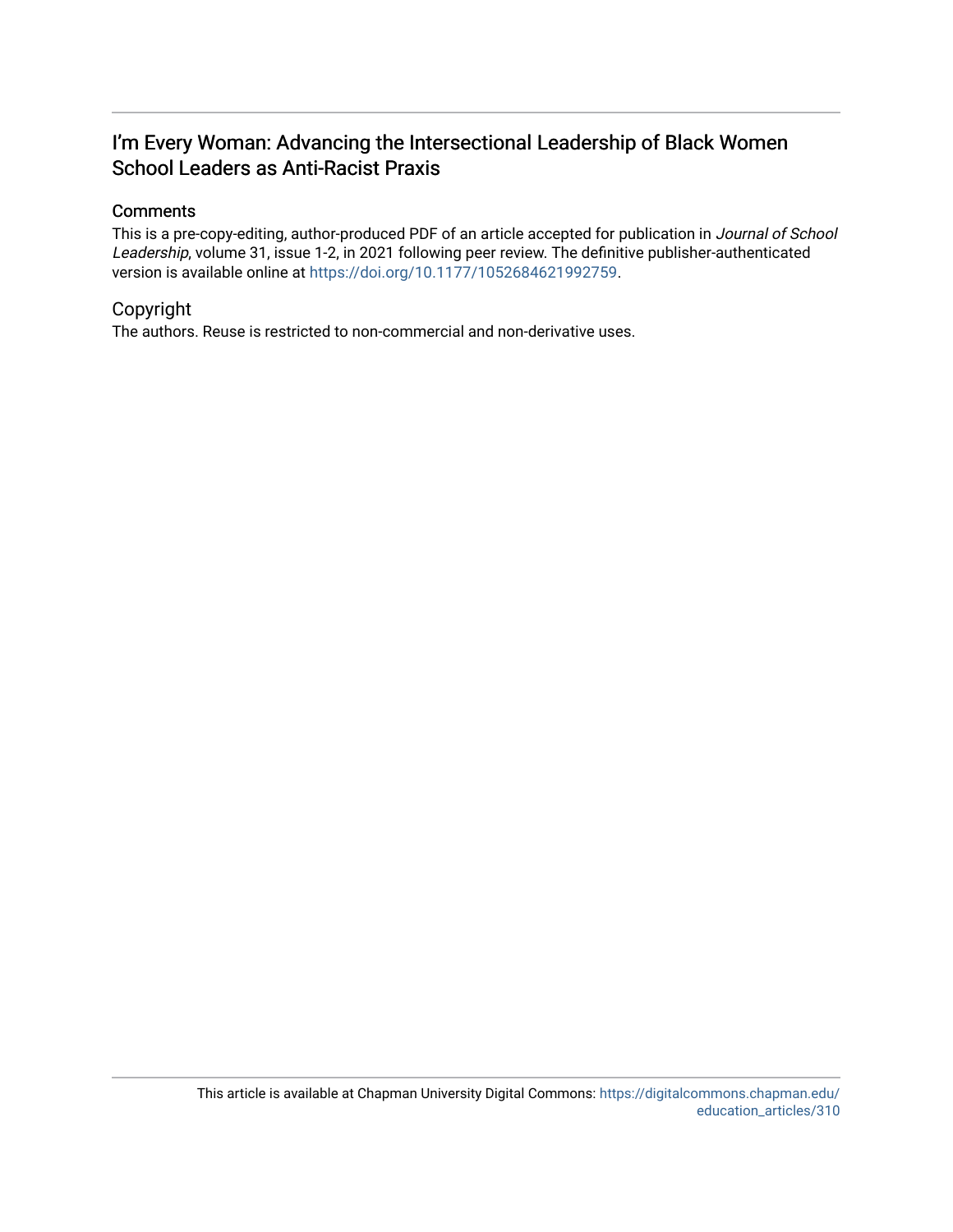# I'm Every Woman: Advancing the Intersectional Leadership of Black Women School Leaders as Anti-Racist Praxis

## Comments

This is a pre-copy-editing, author-produced PDF of an article accepted for publication in *Journal of School Leadership*, volume 31, issue 1-2, in 2021 following peer review. The definitive publisher-authenticated version is available online at https://doi.org/10.1177/1052684621992759.

## Copyright

The authors. Reuse is restricted to non-commercial and non-derivative uses.

This article is available at Chapman University Digital Commons: https://digitalcommons.chapman.edu/education_articles/310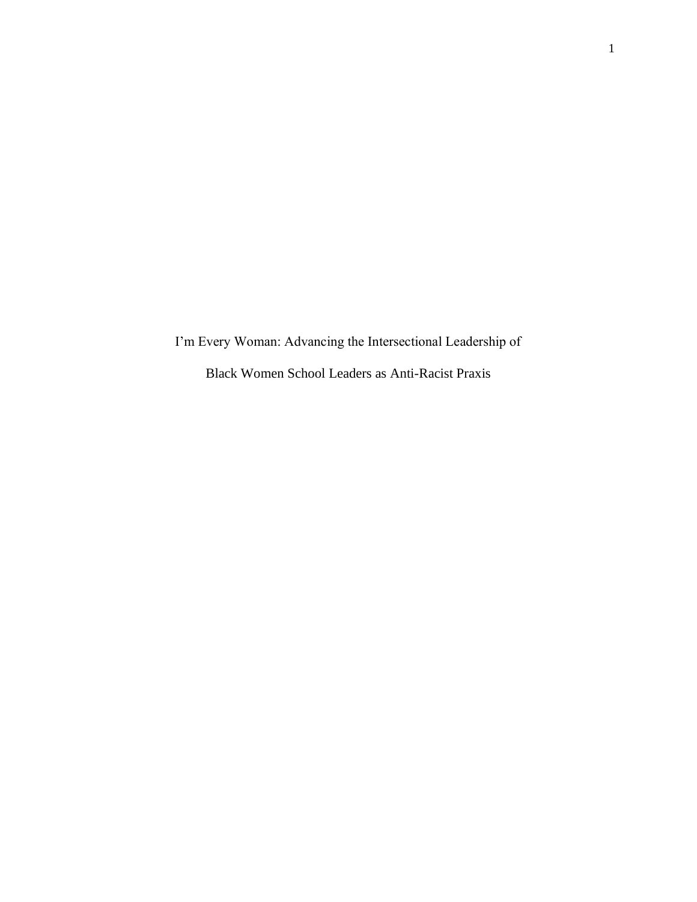# I'm Every Woman: Advancing the Intersectional Leadership of Black Women School Leaders as Anti-Racist Praxis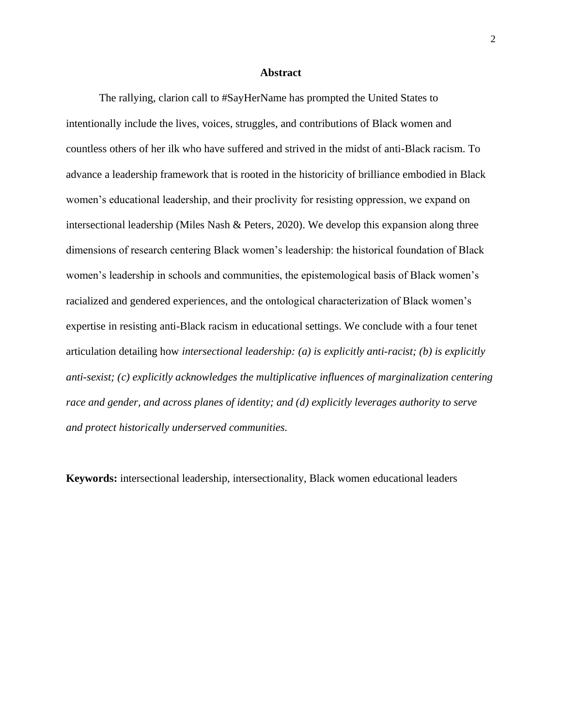## Abstract

The rallying, clarion call to #SayHerName has prompted the United States to intentionally include the lives, voices, struggles, and contributions of Black women and countless others of her ilk who have suffered and strived in the midst of anti-Black racism. To advance a leadership framework that is rooted in the historicity of brilliance embodied in Black women's educational leadership, and their proclivity for resisting oppression, we expand on intersectional leadership (Miles Nash & Peters, 2020). We develop this expansion along three dimensions of research centering Black women's leadership: the historical foundation of Black women's leadership in schools and communities, the epistemological basis of Black women's racialized and gendered experiences, and the ontological characterization of Black women's expertise in resisting anti-Black racism in educational settings. We conclude with a four tenet articulation detailing how *intersectional leadership: (a) is explicitly anti-racist; (b) is explicitly anti-sexist; (c) explicitly acknowledges the multiplicative influences of marginalization centering race and gender, and across planes of identity; and (d) explicitly leverages authority to serve and protect historically underserved communities.*

**Keywords:** intersectional leadership, intersectionality, Black women educational leaders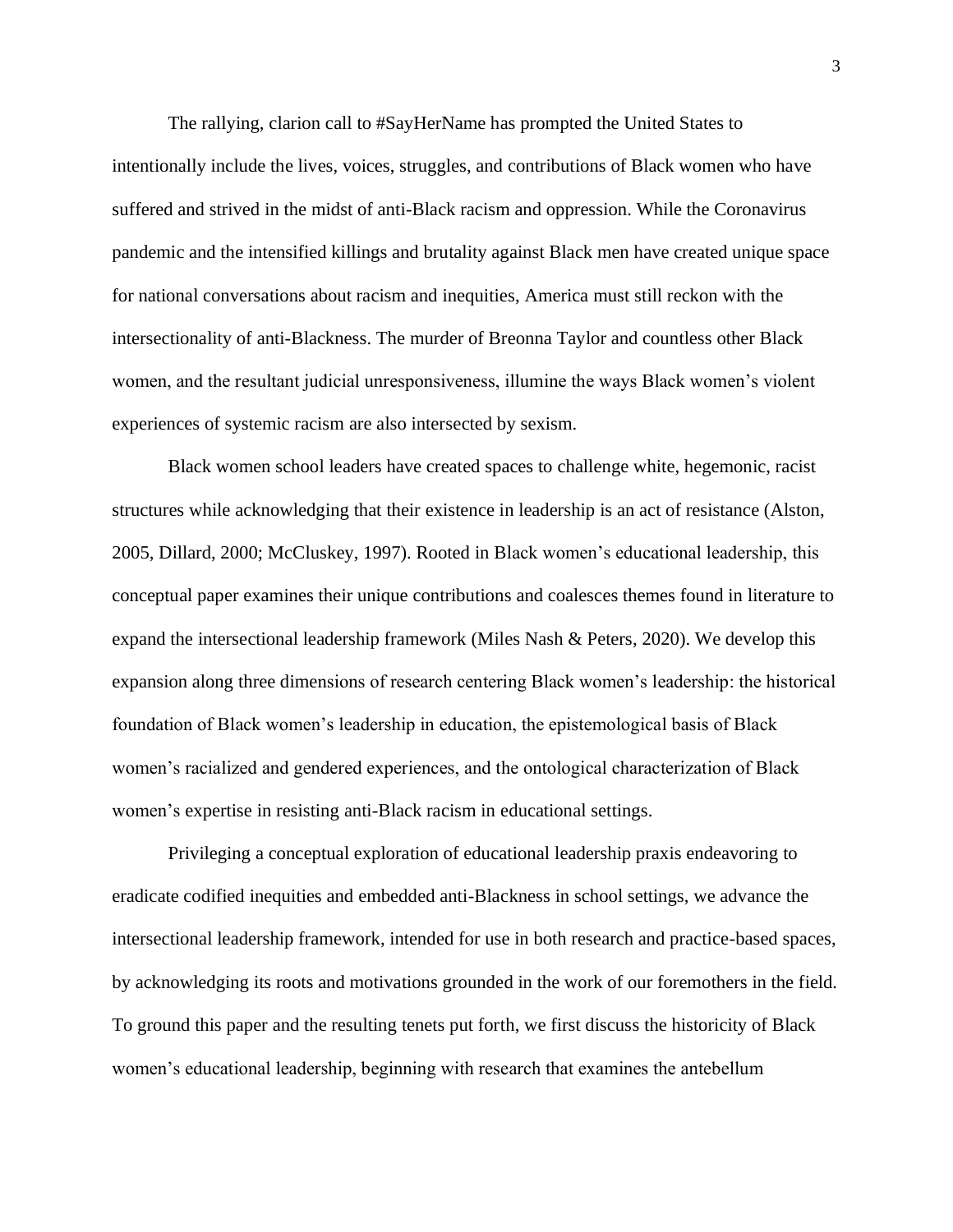The rallying, clarion call to #SayHerName has prompted the United States to intentionally include the lives, voices, struggles, and contributions of Black women who have suffered and strived in the midst of anti-Black racism and oppression. While the Coronavirus pandemic and the intensified killings and brutality against Black men have created unique space for national conversations about racism and inequities, America must still reckon with the intersectionality of anti-Blackness. The murder of Breonna Taylor and countless other Black women, and the resultant judicial unresponsiveness, illumine the ways Black women's violent experiences of systemic racism are also intersected by sexism.

Black women school leaders have created spaces to challenge white, hegemonic, racist structures while acknowledging that their existence in leadership is an act of resistance (Alston, 2005, Dillard, 2000; McCluskey, 1997). Rooted in Black women's educational leadership, this conceptual paper examines their unique contributions and coalesces themes found in literature to expand the intersectional leadership framework (Miles Nash & Peters, 2020). We develop this expansion along three dimensions of research centering Black women's leadership: the historical foundation of Black women's leadership in education, the epistemological basis of Black women's racialized and gendered experiences, and the ontological characterization of Black women's expertise in resisting anti-Black racism in educational settings.

Privileging a conceptual exploration of educational leadership praxis endeavoring to eradicate codified inequities and embedded anti-Blackness in school settings, we advance the intersectional leadership framework, intended for use in both research and practice-based spaces, by acknowledging its roots and motivations grounded in the work of our foremothers in the field. To ground this paper and the resulting tenets put forth, we first discuss the historicity of Black women's educational leadership, beginning with research that examines the antebellum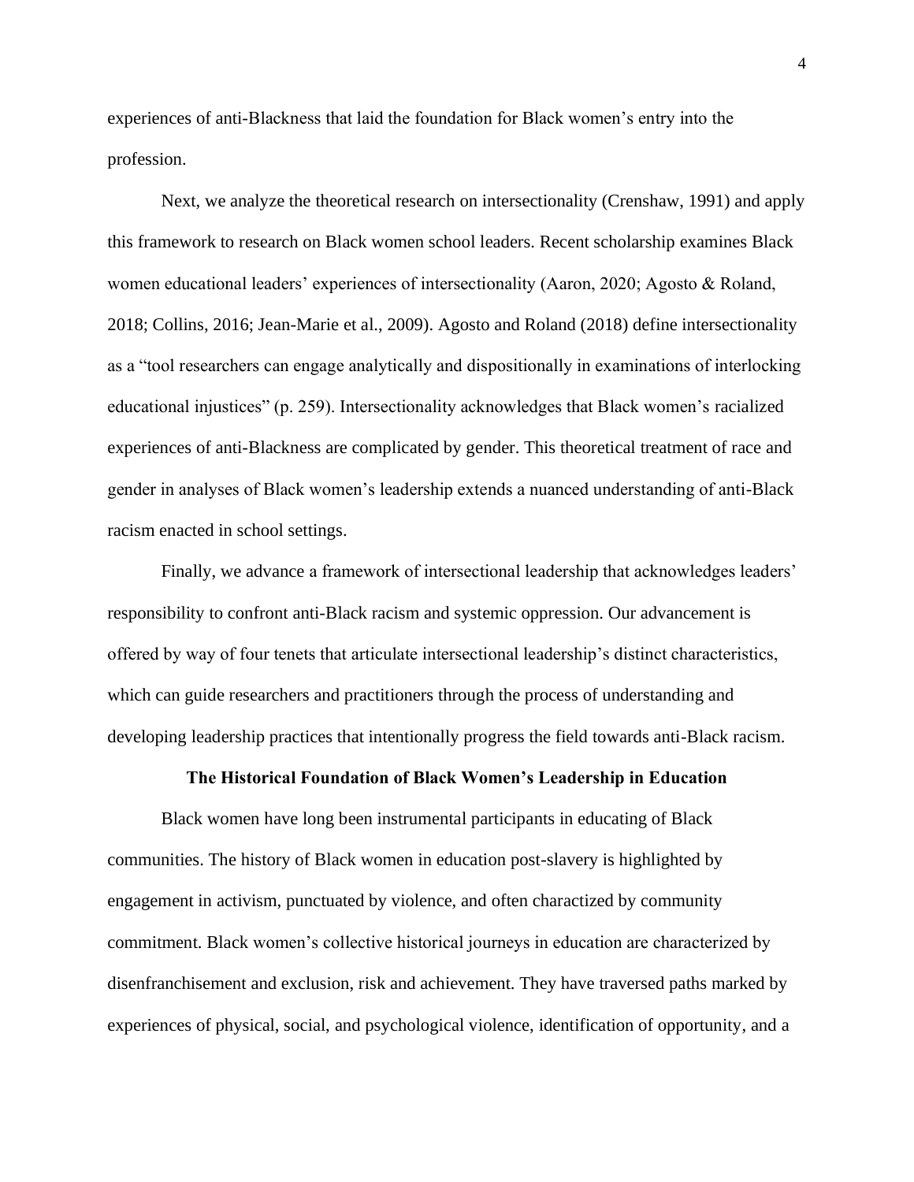experiences of anti-Blackness that laid the foundation for Black women's entry into the profession.

Next, we analyze the theoretical research on intersectionality (Crenshaw, 1991) and apply this framework to research on Black women school leaders. Recent scholarship examines Black women educational leaders' experiences of intersectionality (Aaron, 2020; Agosto & Roland, 2018; Collins, 2016; Jean-Marie et al., 2009). Agosto and Roland (2018) define intersectionality as a "tool researchers can engage analytically and dispositionally in examinations of interlocking educational injustices" (p. 259). Intersectionality acknowledges that Black women's racialized experiences of anti-Blackness are complicated by gender. This theoretical treatment of race and gender in analyses of Black women's leadership extends a nuanced understanding of anti-Black racism enacted in school settings.

Finally, we advance a framework of intersectional leadership that acknowledges leaders' responsibility to confront anti-Black racism and systemic oppression. Our advancement is offered by way of four tenets that articulate intersectional leadership's distinct characteristics, which can guide researchers and practitioners through the process of understanding and developing leadership practices that intentionally progress the field towards anti-Black racism.

## The Historical Foundation of Black Women's Leadership in Education

Black women have long been instrumental participants in educating of Black communities. The history of Black women in education post-slavery is highlighted by engagement in activism, punctuated by violence, and often charactized by community commitment. Black women's collective historical journeys in education are characterized by disenfranchisement and exclusion, risk and achievement. They have traversed paths marked by experiences of physical, social, and psychological violence, identification of opportunity, and a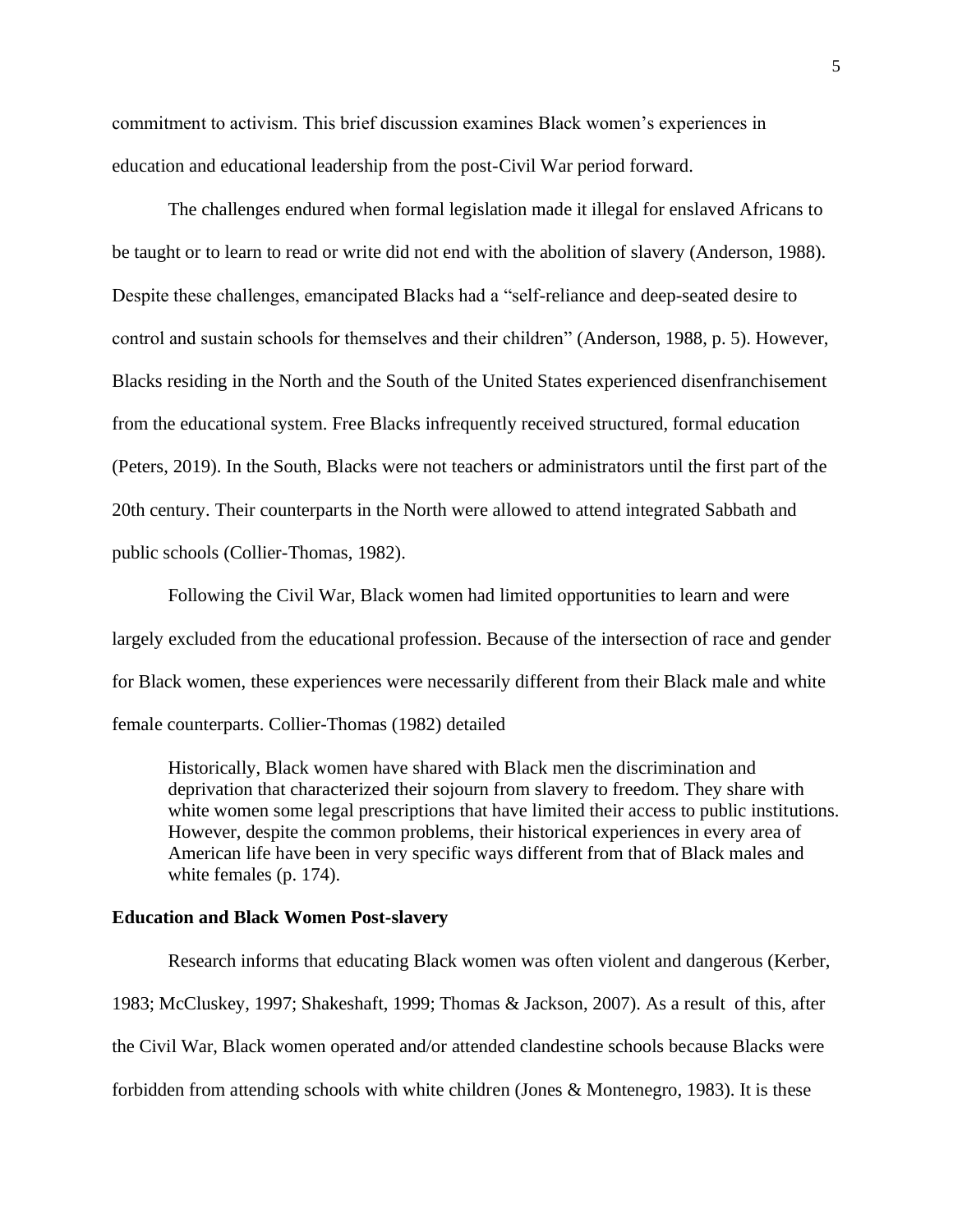commitment to activism. This brief discussion examines Black women's experiences in education and educational leadership from the post-Civil War period forward.

The challenges endured when formal legislation made it illegal for enslaved Africans to be taught or to learn to read or write did not end with the abolition of slavery (Anderson, 1988). Despite these challenges, emancipated Blacks had a "self-reliance and deep-seated desire to control and sustain schools for themselves and their children" (Anderson, 1988, p. 5). However, Blacks residing in the North and the South of the United States experienced disenfranchisement from the educational system. Free Blacks infrequently received structured, formal education (Peters, 2019). In the South, Blacks were not teachers or administrators until the first part of the 20th century. Their counterparts in the North were allowed to attend integrated Sabbath and public schools (Collier-Thomas, 1982).

Following the Civil War, Black women had limited opportunities to learn and were largely excluded from the educational profession. Because of the intersection of race and gender for Black women, these experiences were necessarily different from their Black male and white female counterparts. Collier-Thomas (1982) detailed

> Historically, Black women have shared with Black men the discrimination and deprivation that characterized their sojourn from slavery to freedom. They share with white women some legal prescriptions that have limited their access to public institutions. However, despite the common problems, their historical experiences in every area of American life have been in very specific ways different from that of Black males and white females (p. 174).

## Education and Black Women Post-slavery

Research informs that educating Black women was often violent and dangerous (Kerber, 1983; McCluskey, 1997; Shakeshaft, 1999; Thomas & Jackson, 2007). As a result of this, after the Civil War, Black women operated and/or attended clandestine schools because Blacks were forbidden from attending schools with white children (Jones & Montenegro, 1983). It is these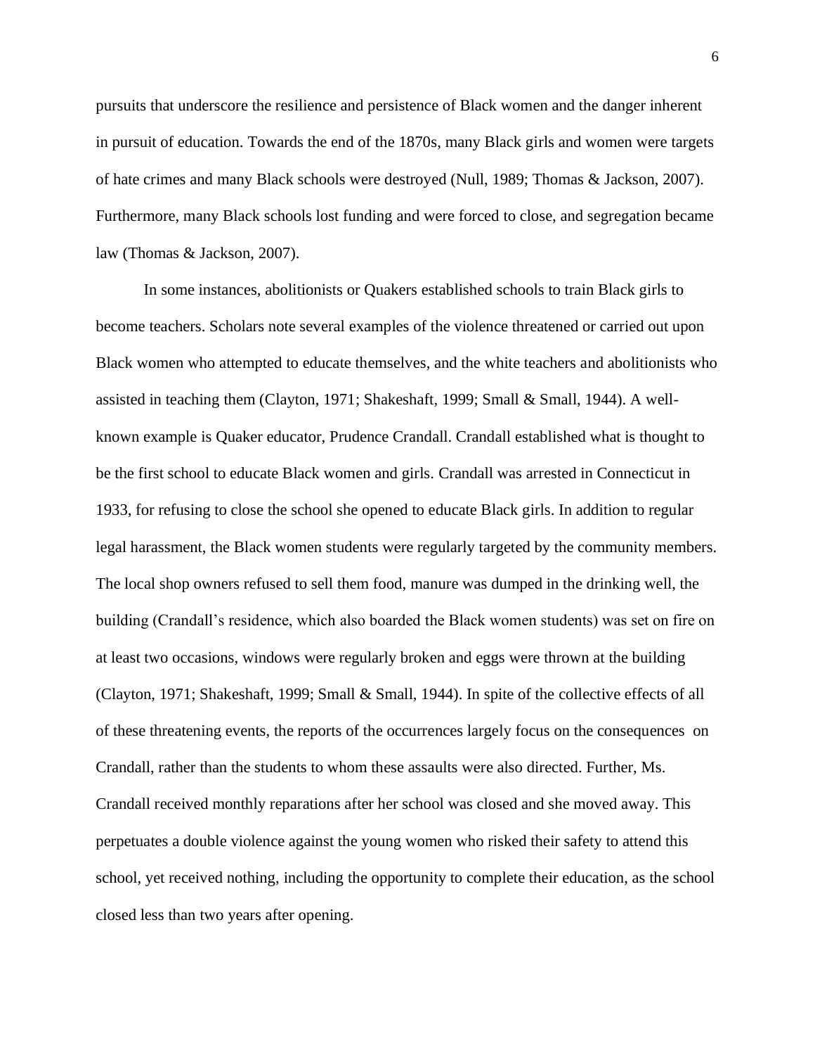pursuits that underscore the resilience and persistence of Black women and the danger inherent in pursuit of education. Towards the end of the 1870s, many Black girls and women were targets of hate crimes and many Black schools were destroyed (Null, 1989; Thomas & Jackson, 2007). Furthermore, many Black schools lost funding and were forced to close, and segregation became law (Thomas & Jackson, 2007).

In some instances, abolitionists or Quakers established schools to train Black girls to become teachers. Scholars note several examples of the violence threatened or carried out upon Black women who attempted to educate themselves, and the white teachers and abolitionists who assisted in teaching them (Clayton, 1971; Shakeshaft, 1999; Small & Small, 1944). A well-known example is Quaker educator, Prudence Crandall. Crandall established what is thought to be the first school to educate Black women and girls. Crandall was arrested in Connecticut in 1933, for refusing to close the school she opened to educate Black girls. In addition to regular legal harassment, the Black women students were regularly targeted by the community members. The local shop owners refused to sell them food, manure was dumped in the drinking well, the building (Crandall's residence, which also boarded the Black women students) was set on fire on at least two occasions, windows were regularly broken and eggs were thrown at the building (Clayton, 1971; Shakeshaft, 1999; Small & Small, 1944). In spite of the collective effects of all of these threatening events, the reports of the occurrences largely focus on the consequences on Crandall, rather than the students to whom these assaults were also directed. Further, Ms. Crandall received monthly reparations after her school was closed and she moved away. This perpetuates a double violence against the young women who risked their safety to attend this school, yet received nothing, including the opportunity to complete their education, as the school closed less than two years after opening.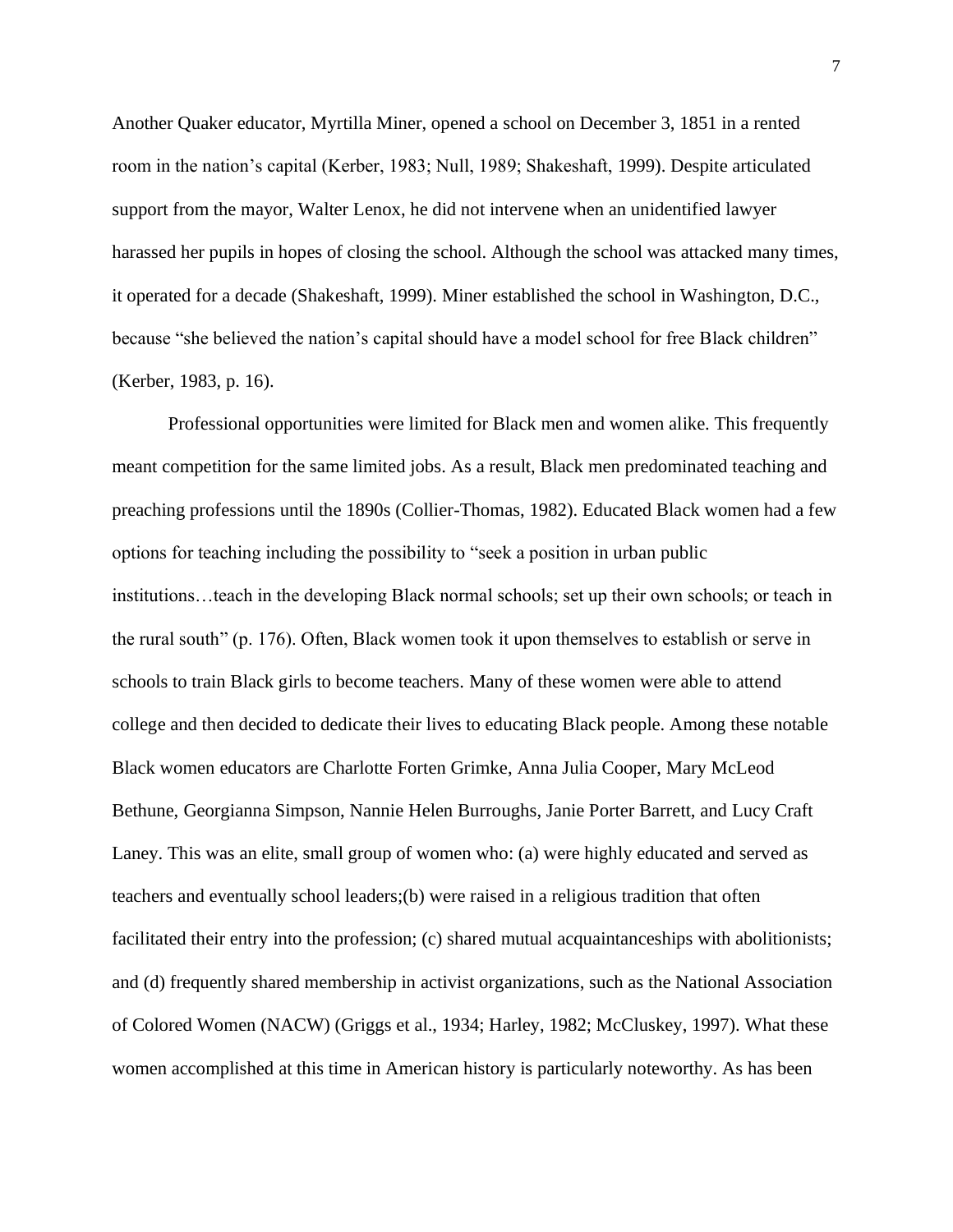Another Quaker educator, Myrtilla Miner, opened a school on December 3, 1851 in a rented room in the nation's capital (Kerber, 1983; Null, 1989; Shakeshaft, 1999). Despite articulated support from the mayor, Walter Lenox, he did not intervene when an unidentified lawyer harassed her pupils in hopes of closing the school. Although the school was attacked many times, it operated for a decade (Shakeshaft, 1999). Miner established the school in Washington, D.C., because "she believed the nation's capital should have a model school for free Black children" (Kerber, 1983, p. 16).

Professional opportunities were limited for Black men and women alike. This frequently meant competition for the same limited jobs. As a result, Black men predominated teaching and preaching professions until the 1890s (Collier-Thomas, 1982). Educated Black women had a few options for teaching including the possibility to "seek a position in urban public institutions…teach in the developing Black normal schools; set up their own schools; or teach in the rural south" (p. 176). Often, Black women took it upon themselves to establish or serve in schools to train Black girls to become teachers. Many of these women were able to attend college and then decided to dedicate their lives to educating Black people. Among these notable Black women educators are Charlotte Forten Grimke, Anna Julia Cooper, Mary McLeod Bethune, Georgianna Simpson, Nannie Helen Burroughs, Janie Porter Barrett, and Lucy Craft Laney. This was an elite, small group of women who: (a) were highly educated and served as teachers and eventually school leaders;(b) were raised in a religious tradition that often facilitated their entry into the profession; (c) shared mutual acquaintanceships with abolitionists; and (d) frequently shared membership in activist organizations, such as the National Association of Colored Women (NACW) (Griggs et al., 1934; Harley, 1982; McCluskey, 1997). What these women accomplished at this time in American history is particularly noteworthy. As has been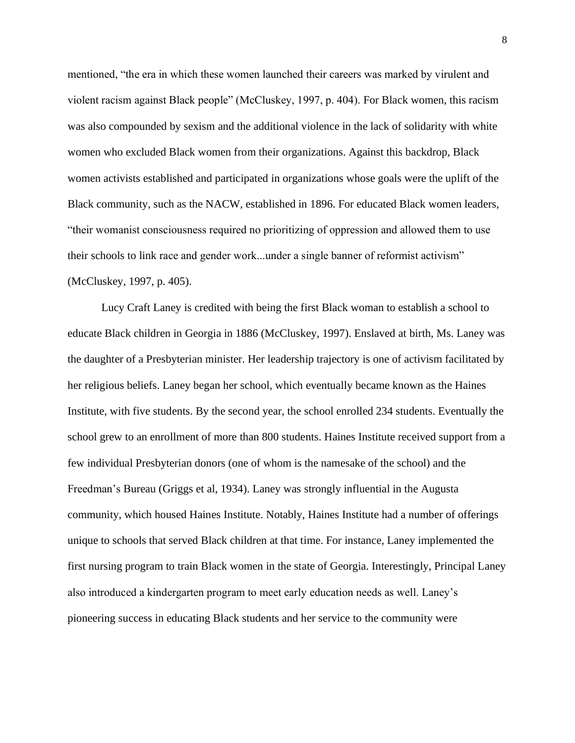mentioned, "the era in which these women launched their careers was marked by virulent and violent racism against Black people" (McCluskey, 1997, p. 404). For Black women, this racism was also compounded by sexism and the additional violence in the lack of solidarity with white women who excluded Black women from their organizations. Against this backdrop, Black women activists established and participated in organizations whose goals were the uplift of the Black community, such as the NACW, established in 1896. For educated Black women leaders, "their womanist consciousness required no prioritizing of oppression and allowed them to use their schools to link race and gender work...under a single banner of reformist activism" (McCluskey, 1997, p. 405).

Lucy Craft Laney is credited with being the first Black woman to establish a school to educate Black children in Georgia in 1886 (McCluskey, 1997). Enslaved at birth, Ms. Laney was the daughter of a Presbyterian minister. Her leadership trajectory is one of activism facilitated by her religious beliefs. Laney began her school, which eventually became known as the Haines Institute, with five students. By the second year, the school enrolled 234 students. Eventually the school grew to an enrollment of more than 800 students. Haines Institute received support from a few individual Presbyterian donors (one of whom is the namesake of the school) and the Freedman's Bureau (Griggs et al, 1934). Laney was strongly influential in the Augusta community, which housed Haines Institute. Notably, Haines Institute had a number of offerings unique to schools that served Black children at that time. For instance, Laney implemented the first nursing program to train Black women in the state of Georgia. Interestingly, Principal Laney also introduced a kindergarten program to meet early education needs as well. Laney's pioneering success in educating Black students and her service to the community were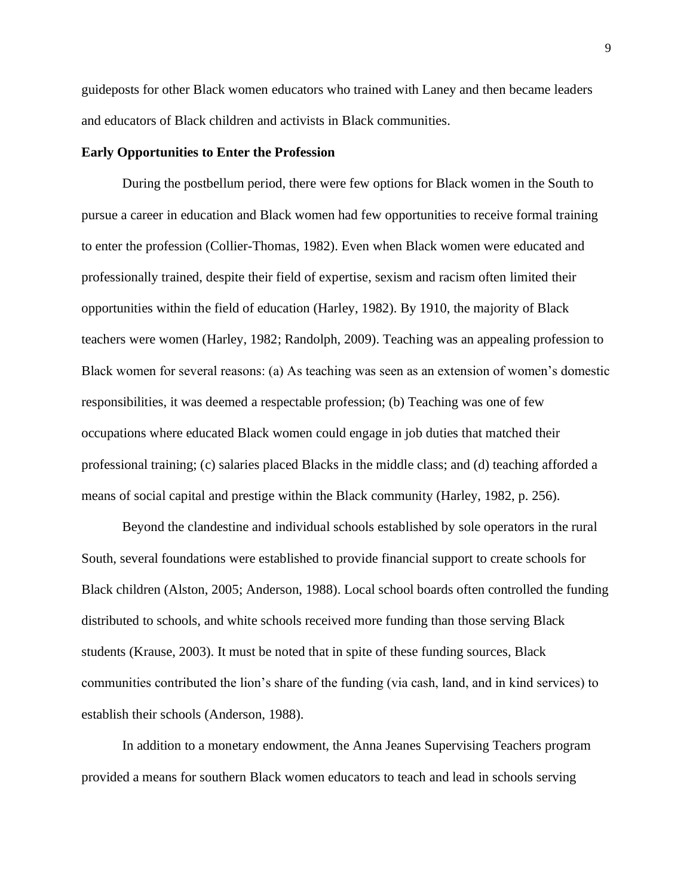guideposts for other Black women educators who trained with Laney and then became leaders and educators of Black children and activists in Black communities.

**Early Opportunities to Enter the Profession**

During the postbellum period, there were few options for Black women in the South to pursue a career in education and Black women had few opportunities to receive formal training to enter the profession (Collier-Thomas, 1982). Even when Black women were educated and professionally trained, despite their field of expertise, sexism and racism often limited their opportunities within the field of education (Harley, 1982). By 1910, the majority of Black teachers were women (Harley, 1982; Randolph, 2009). Teaching was an appealing profession to Black women for several reasons: (a) As teaching was seen as an extension of women's domestic responsibilities, it was deemed a respectable profession; (b) Teaching was one of few occupations where educated Black women could engage in job duties that matched their professional training; (c) salaries placed Blacks in the middle class; and (d) teaching afforded a means of social capital and prestige within the Black community (Harley, 1982, p. 256).

Beyond the clandestine and individual schools established by sole operators in the rural South, several foundations were established to provide financial support to create schools for Black children (Alston, 2005; Anderson, 1988). Local school boards often controlled the funding distributed to schools, and white schools received more funding than those serving Black students (Krause, 2003). It must be noted that in spite of these funding sources, Black communities contributed the lion's share of the funding (via cash, land, and in kind services) to establish their schools (Anderson, 1988).

In addition to a monetary endowment, the Anna Jeanes Supervising Teachers program provided a means for southern Black women educators to teach and lead in schools serving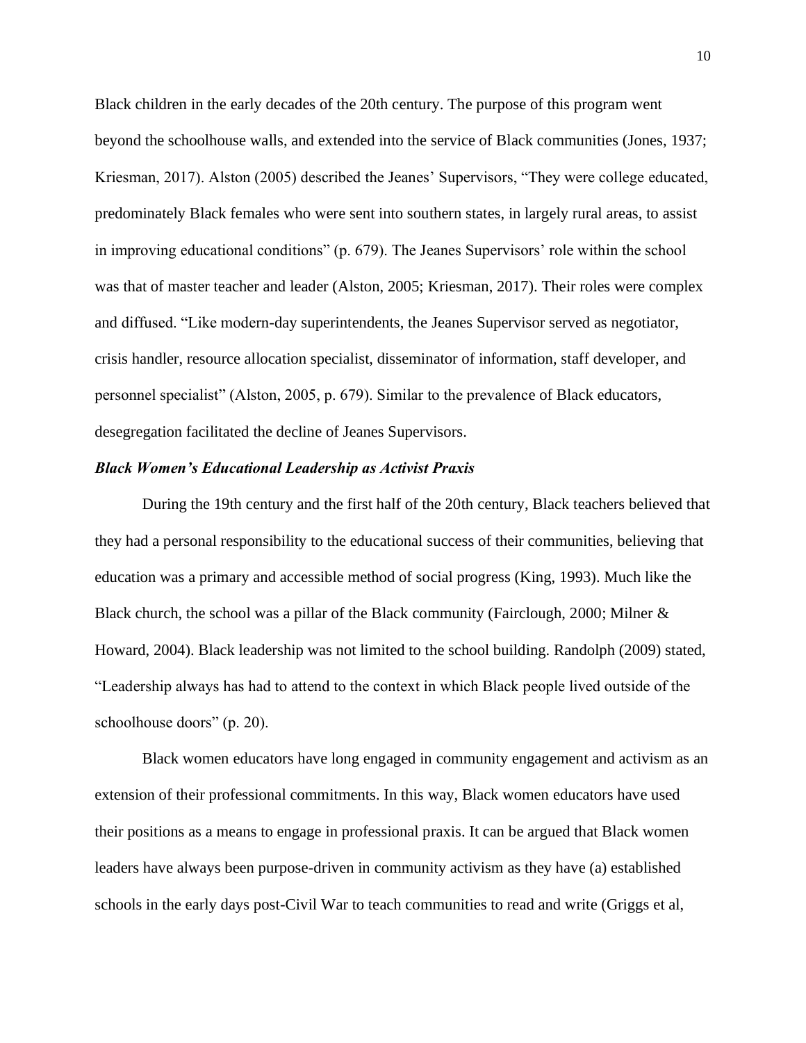Black children in the early decades of the 20th century. The purpose of this program went beyond the schoolhouse walls, and extended into the service of Black communities (Jones, 1937; Kriesman, 2017). Alston (2005) described the Jeanes' Supervisors, "They were college educated, predominately Black females who were sent into southern states, in largely rural areas, to assist in improving educational conditions" (p. 679). The Jeanes Supervisors' role within the school was that of master teacher and leader (Alston, 2005; Kriesman, 2017). Their roles were complex and diffused. "Like modern-day superintendents, the Jeanes Supervisor served as negotiator, crisis handler, resource allocation specialist, disseminator of information, staff developer, and personnel specialist" (Alston, 2005, p. 679). Similar to the prevalence of Black educators, desegregation facilitated the decline of Jeanes Supervisors.

### *Black Women's Educational Leadership as Activist Praxis*

During the 19th century and the first half of the 20th century, Black teachers believed that they had a personal responsibility to the educational success of their communities, believing that education was a primary and accessible method of social progress (King, 1993). Much like the Black church, the school was a pillar of the Black community (Fairclough, 2000; Milner & Howard, 2004). Black leadership was not limited to the school building. Randolph (2009) stated, "Leadership always has had to attend to the context in which Black people lived outside of the schoolhouse doors" (p. 20).

Black women educators have long engaged in community engagement and activism as an extension of their professional commitments. In this way, Black women educators have used their positions as a means to engage in professional praxis. It can be argued that Black women leaders have always been purpose-driven in community activism as they have (a) established schools in the early days post-Civil War to teach communities to read and write (Griggs et al,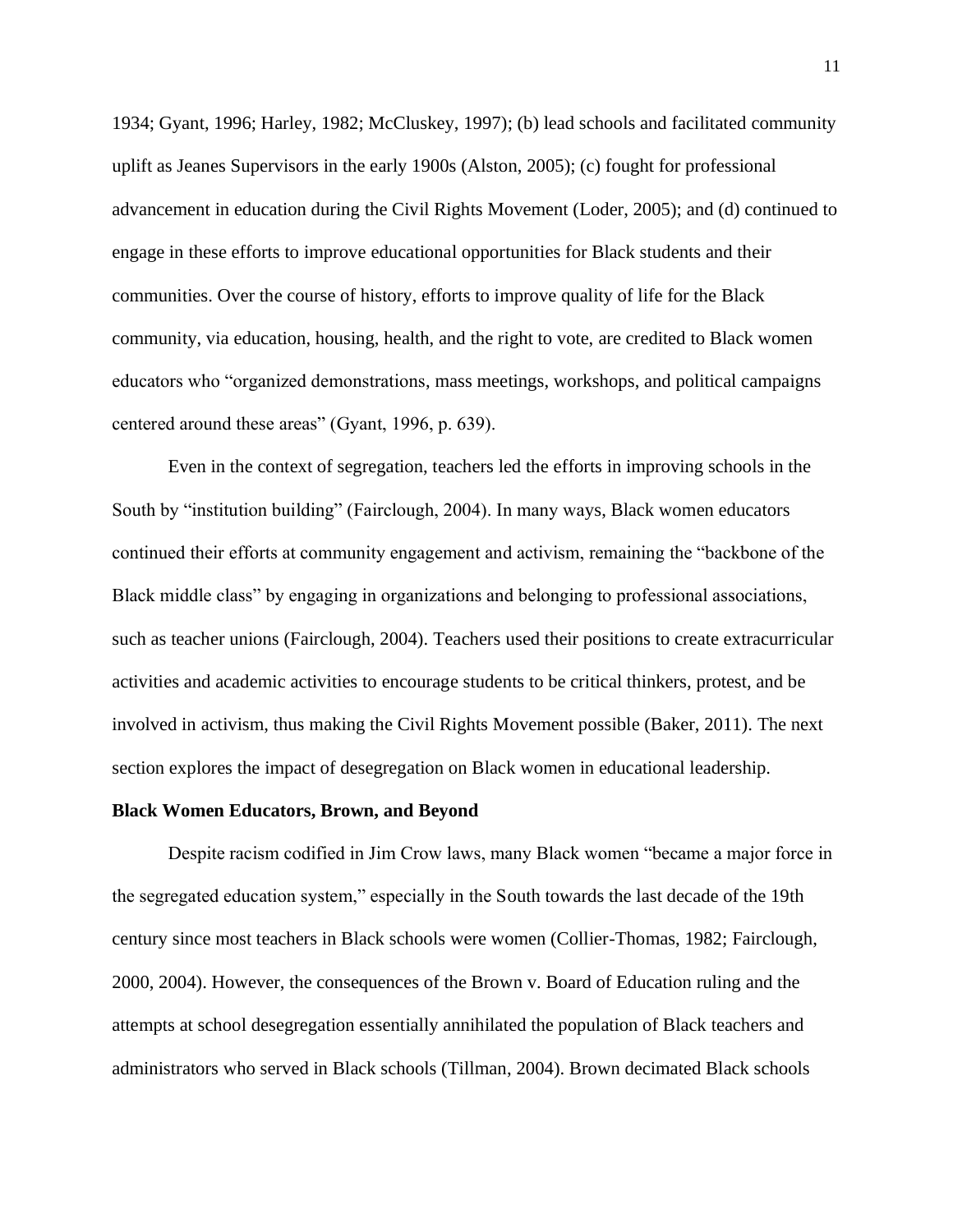1934; Gyant, 1996; Harley, 1982; McCluskey, 1997); (b) lead schools and facilitated community uplift as Jeanes Supervisors in the early 1900s (Alston, 2005); (c) fought for professional advancement in education during the Civil Rights Movement (Loder, 2005); and (d) continued to engage in these efforts to improve educational opportunities for Black students and their communities. Over the course of history, efforts to improve quality of life for the Black community, via education, housing, health, and the right to vote, are credited to Black women educators who "organized demonstrations, mass meetings, workshops, and political campaigns centered around these areas" (Gyant, 1996, p. 639).

Even in the context of segregation, teachers led the efforts in improving schools in the South by "institution building" (Fairclough, 2004). In many ways, Black women educators continued their efforts at community engagement and activism, remaining the "backbone of the Black middle class" by engaging in organizations and belonging to professional associations, such as teacher unions (Fairclough, 2004). Teachers used their positions to create extracurricular activities and academic activities to encourage students to be critical thinkers, protest, and be involved in activism, thus making the Civil Rights Movement possible (Baker, 2011). The next section explores the impact of desegregation on Black women in educational leadership.

**Black Women Educators, Brown, and Beyond**

Despite racism codified in Jim Crow laws, many Black women "became a major force in the segregated education system," especially in the South towards the last decade of the 19th century since most teachers in Black schools were women (Collier-Thomas, 1982; Fairclough, 2000, 2004). However, the consequences of the Brown v. Board of Education ruling and the attempts at school desegregation essentially annihilated the population of Black teachers and administrators who served in Black schools (Tillman, 2004). Brown decimated Black schools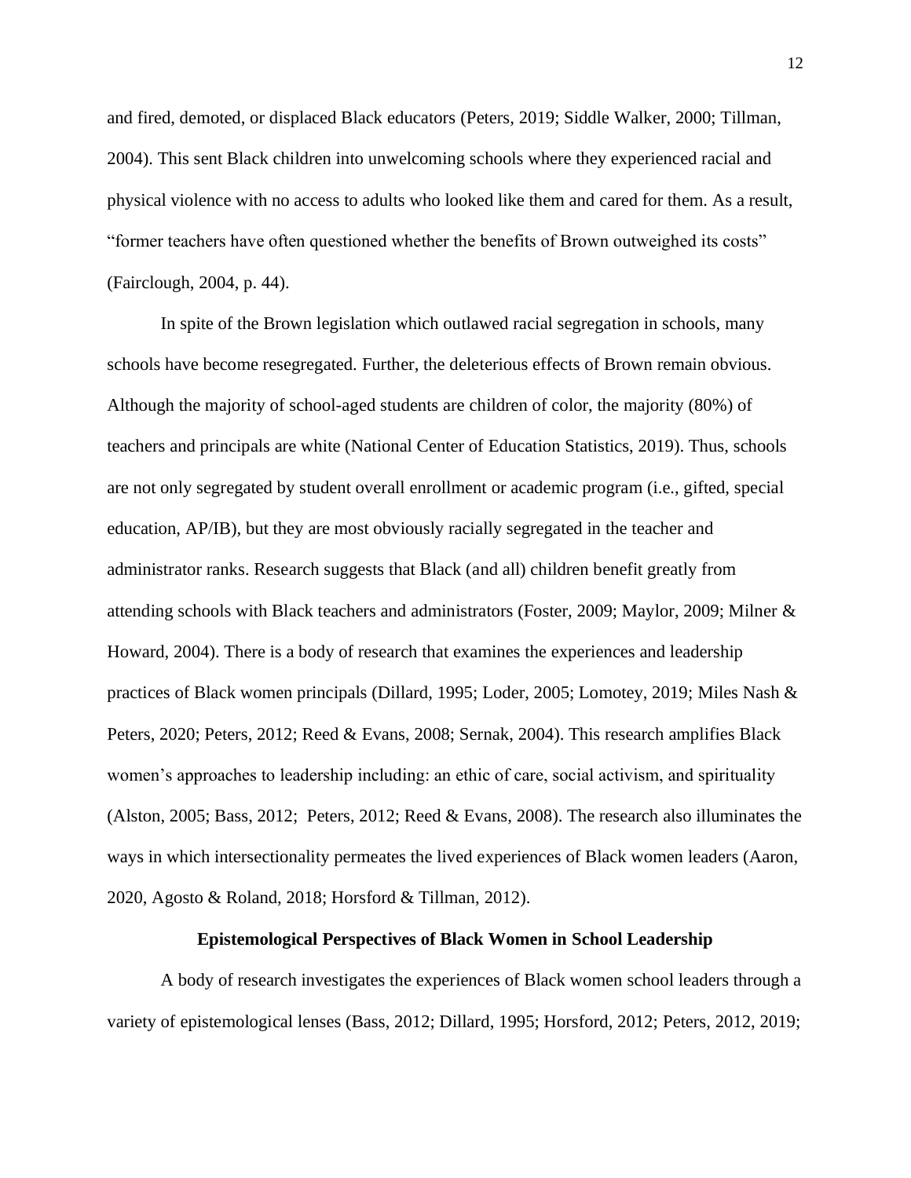and fired, demoted, or displaced Black educators (Peters, 2019; Siddle Walker, 2000; Tillman, 2004). This sent Black children into unwelcoming schools where they experienced racial and physical violence with no access to adults who looked like them and cared for them. As a result, "former teachers have often questioned whether the benefits of Brown outweighed its costs" (Fairclough, 2004, p. 44).

In spite of the Brown legislation which outlawed racial segregation in schools, many schools have become resegregated. Further, the deleterious effects of Brown remain obvious. Although the majority of school-aged students are children of color, the majority (80%) of teachers and principals are white (National Center of Education Statistics, 2019). Thus, schools are not only segregated by student overall enrollment or academic program (i.e., gifted, special education, AP/IB), but they are most obviously racially segregated in the teacher and administrator ranks. Research suggests that Black (and all) children benefit greatly from attending schools with Black teachers and administrators (Foster, 2009; Maylor, 2009; Milner & Howard, 2004). There is a body of research that examines the experiences and leadership practices of Black women principals (Dillard, 1995; Loder, 2005; Lomotey, 2019; Miles Nash & Peters, 2020; Peters, 2012; Reed & Evans, 2008; Sernak, 2004). This research amplifies Black women's approaches to leadership including: an ethic of care, social activism, and spirituality (Alston, 2005; Bass, 2012; Peters, 2012; Reed & Evans, 2008). The research also illuminates the ways in which intersectionality permeates the lived experiences of Black women leaders (Aaron, 2020, Agosto & Roland, 2018; Horsford & Tillman, 2012).

## Epistemological Perspectives of Black Women in School Leadership

A body of research investigates the experiences of Black women school leaders through a variety of epistemological lenses (Bass, 2012; Dillard, 1995; Horsford, 2012; Peters, 2012, 2019;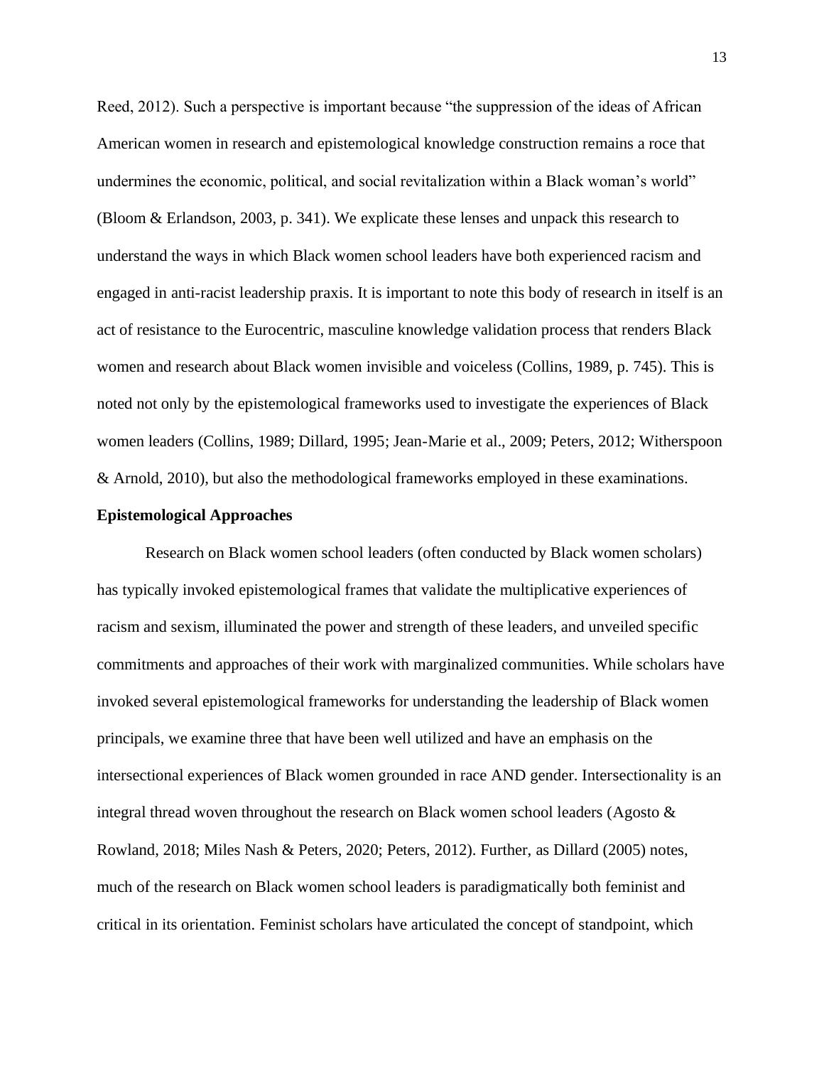Reed, 2012). Such a perspective is important because "the suppression of the ideas of African American women in research and epistemological knowledge construction remains a roce that undermines the economic, political, and social revitalization within a Black woman's world" (Bloom & Erlandson, 2003, p. 341). We explicate these lenses and unpack this research to understand the ways in which Black women school leaders have both experienced racism and engaged in anti-racist leadership praxis. It is important to note this body of research in itself is an act of resistance to the Eurocentric, masculine knowledge validation process that renders Black women and research about Black women invisible and voiceless (Collins, 1989, p. 745). This is noted not only by the epistemological frameworks used to investigate the experiences of Black women leaders (Collins, 1989; Dillard, 1995; Jean-Marie et al., 2009; Peters, 2012; Witherspoon & Arnold, 2010), but also the methodological frameworks employed in these examinations.

**Epistemological Approaches**

Research on Black women school leaders (often conducted by Black women scholars) has typically invoked epistemological frames that validate the multiplicative experiences of racism and sexism, illuminated the power and strength of these leaders, and unveiled specific commitments and approaches of their work with marginalized communities. While scholars have invoked several epistemological frameworks for understanding the leadership of Black women principals, we examine three that have been well utilized and have an emphasis on the intersectional experiences of Black women grounded in race AND gender. Intersectionality is an integral thread woven throughout the research on Black women school leaders (Agosto & Rowland, 2018; Miles Nash & Peters, 2020; Peters, 2012). Further, as Dillard (2005) notes, much of the research on Black women school leaders is paradigmatically both feminist and critical in its orientation. Feminist scholars have articulated the concept of standpoint, which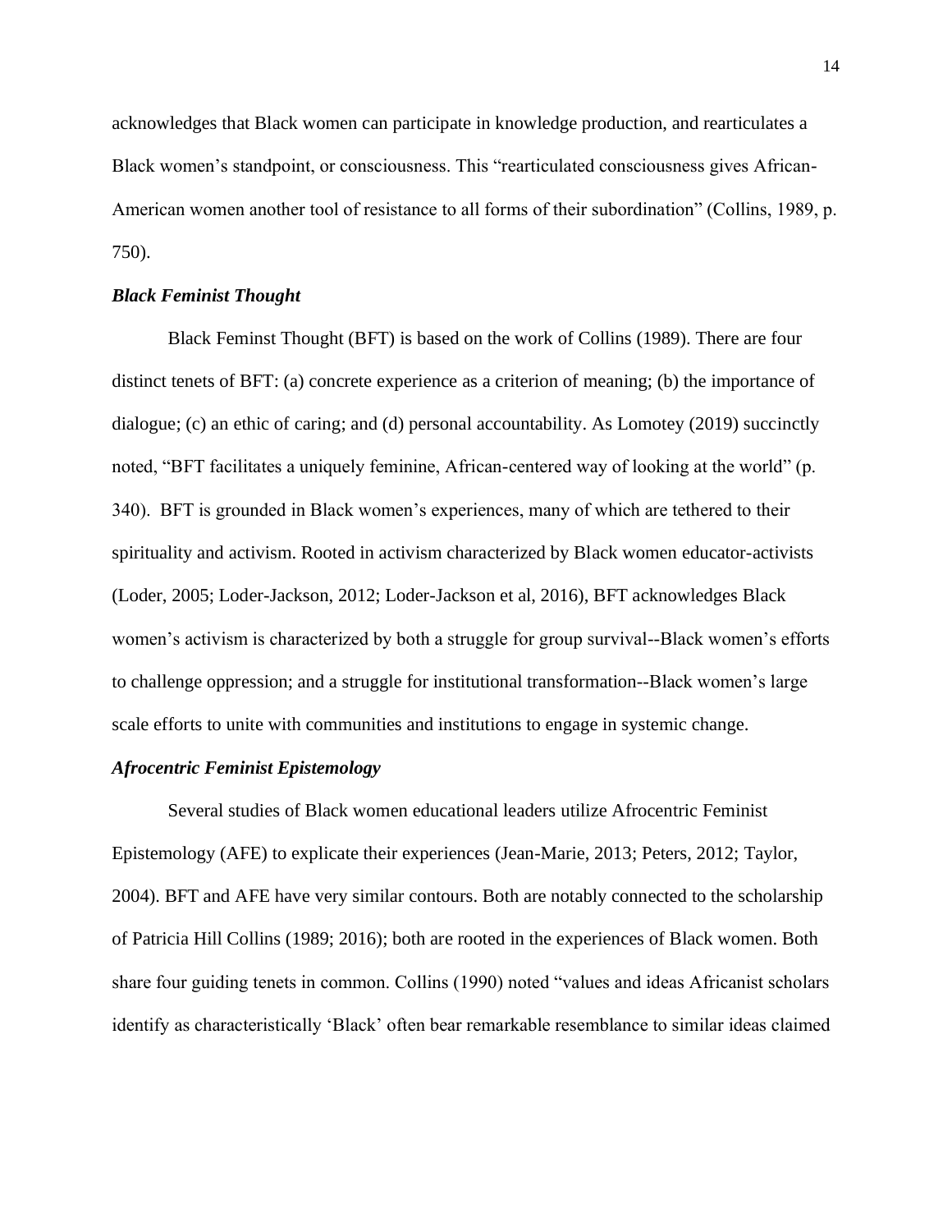acknowledges that Black women can participate in knowledge production, and rearticulates a Black women's standpoint, or consciousness. This "rearticulated consciousness gives African-American women another tool of resistance to all forms of their subordination" (Collins, 1989, p. 750).

### *Black Feminist Thought*

Black Feminst Thought (BFT) is based on the work of Collins (1989). There are four distinct tenets of BFT: (a) concrete experience as a criterion of meaning; (b) the importance of dialogue; (c) an ethic of caring; and (d) personal accountability. As Lomotey (2019) succinctly noted, "BFT facilitates a uniquely feminine, African-centered way of looking at the world" (p. 340). BFT is grounded in Black women's experiences, many of which are tethered to their spirituality and activism. Rooted in activism characterized by Black women educator-activists (Loder, 2005; Loder-Jackson, 2012; Loder-Jackson et al, 2016), BFT acknowledges Black women's activism is characterized by both a struggle for group survival--Black women's efforts to challenge oppression; and a struggle for institutional transformation--Black women's large scale efforts to unite with communities and institutions to engage in systemic change.

### *Afrocentric Feminist Epistemology*

Several studies of Black women educational leaders utilize Afrocentric Feminist Epistemology (AFE) to explicate their experiences (Jean-Marie, 2013; Peters, 2012; Taylor, 2004). BFT and AFE have very similar contours. Both are notably connected to the scholarship of Patricia Hill Collins (1989; 2016); both are rooted in the experiences of Black women. Both share four guiding tenets in common. Collins (1990) noted "values and ideas Africanist scholars identify as characteristically 'Black' often bear remarkable resemblance to similar ideas claimed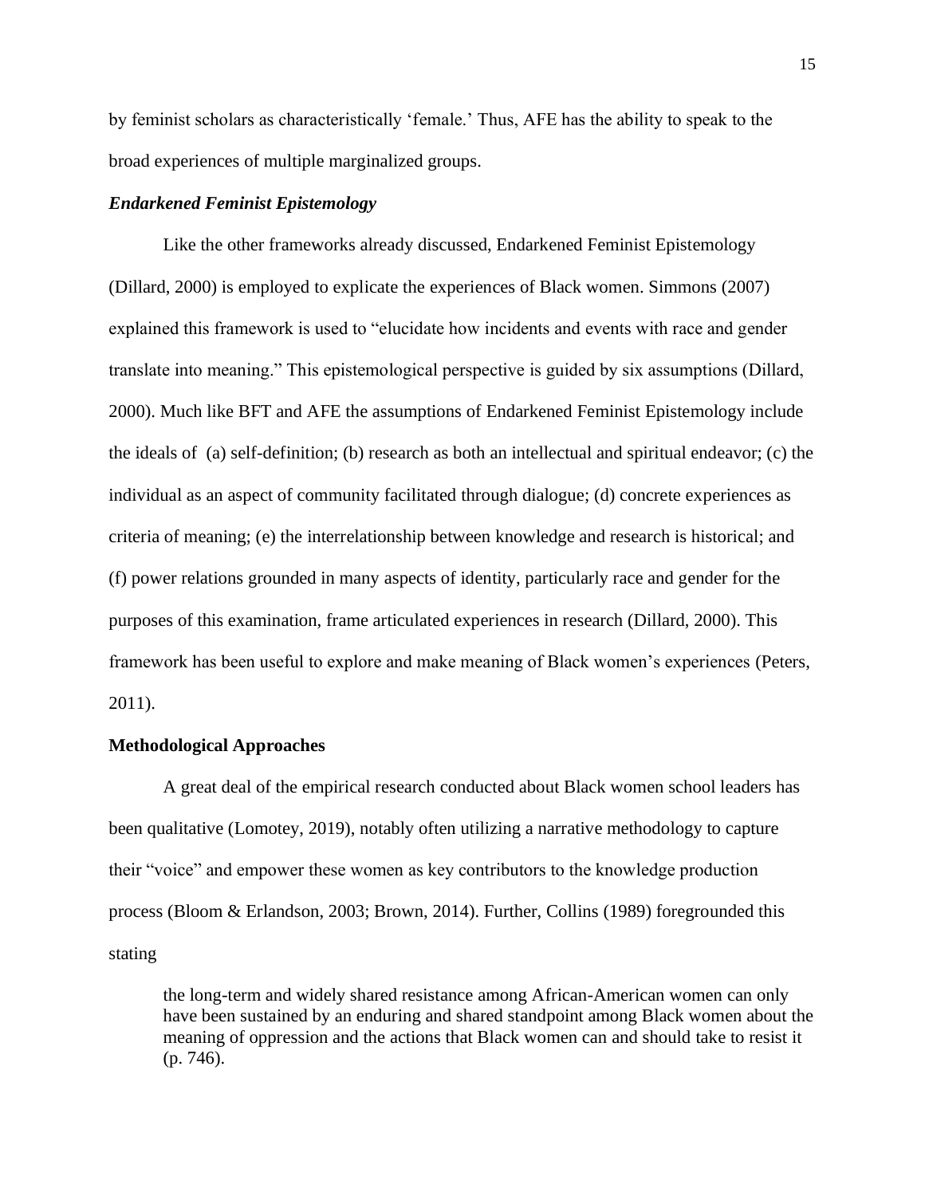by feminist scholars as characteristically 'female.' Thus, AFE has the ability to speak to the broad experiences of multiple marginalized groups.

### *Endarkened Feminist Epistemology*

Like the other frameworks already discussed, Endarkened Feminist Epistemology (Dillard, 2000) is employed to explicate the experiences of Black women. Simmons (2007) explained this framework is used to "elucidate how incidents and events with race and gender translate into meaning." This epistemological perspective is guided by six assumptions (Dillard, 2000). Much like BFT and AFE the assumptions of Endarkened Feminist Epistemology include the ideals of (a) self-definition; (b) research as both an intellectual and spiritual endeavor; (c) the individual as an aspect of community facilitated through dialogue; (d) concrete experiences as criteria of meaning; (e) the interrelationship between knowledge and research is historical; and (f) power relations grounded in many aspects of identity, particularly race and gender for the purposes of this examination, frame articulated experiences in research (Dillard, 2000). This framework has been useful to explore and make meaning of Black women's experiences (Peters, 2011).

## **Methodological Approaches**

A great deal of the empirical research conducted about Black women school leaders has been qualitative (Lomotey, 2019), notably often utilizing a narrative methodology to capture their "voice" and empower these women as key contributors to the knowledge production process (Bloom & Erlandson, 2003; Brown, 2014). Further, Collins (1989) foregrounded this stating

> the long-term and widely shared resistance among African-American women can only have been sustained by an enduring and shared standpoint among Black women about the meaning of oppression and the actions that Black women can and should take to resist it (p. 746).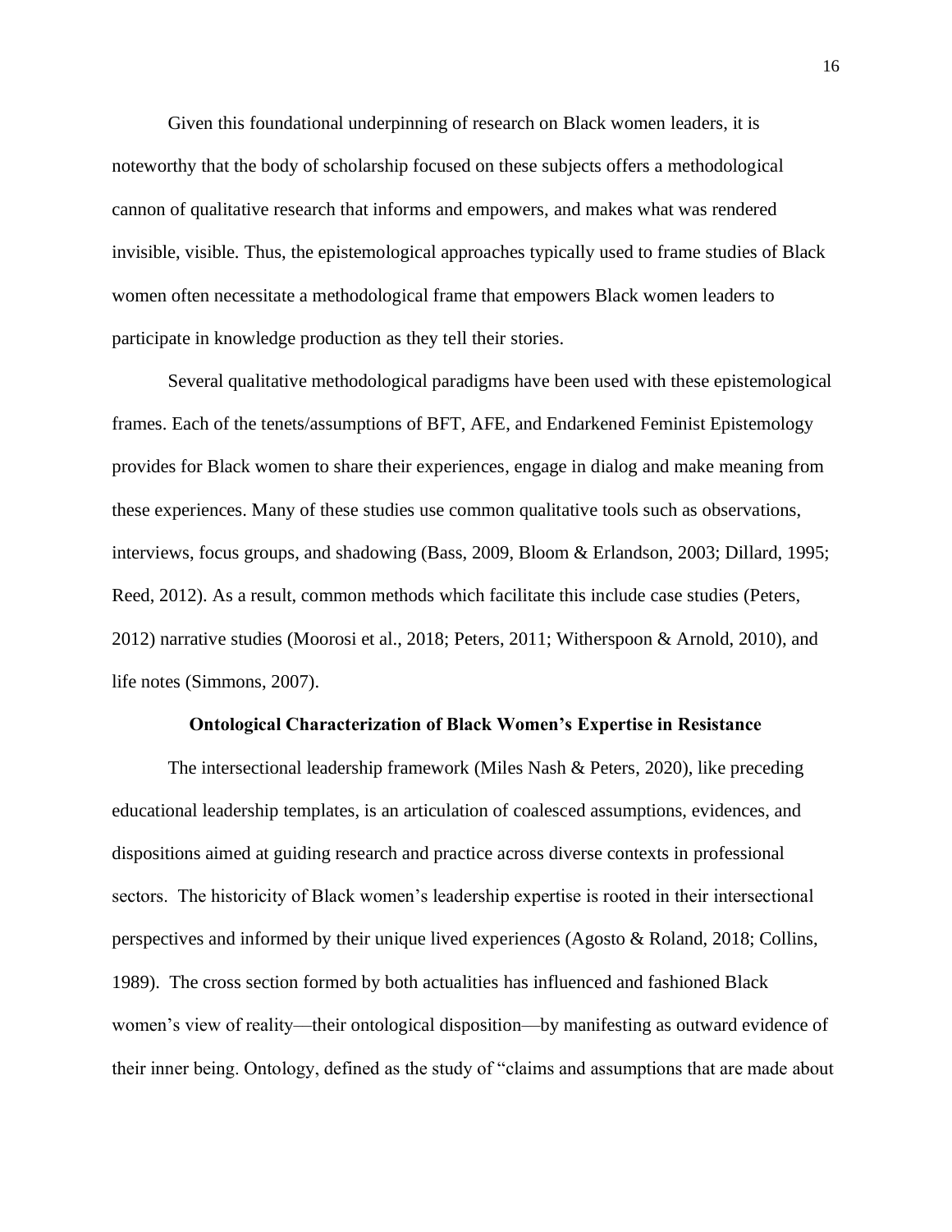Given this foundational underpinning of research on Black women leaders, it is noteworthy that the body of scholarship focused on these subjects offers a methodological cannon of qualitative research that informs and empowers, and makes what was rendered invisible, visible. Thus, the epistemological approaches typically used to frame studies of Black women often necessitate a methodological frame that empowers Black women leaders to participate in knowledge production as they tell their stories.

Several qualitative methodological paradigms have been used with these epistemological frames. Each of the tenets/assumptions of BFT, AFE, and Endarkened Feminist Epistemology provides for Black women to share their experiences, engage in dialog and make meaning from these experiences. Many of these studies use common qualitative tools such as observations, interviews, focus groups, and shadowing (Bass, 2009, Bloom & Erlandson, 2003; Dillard, 1995; Reed, 2012). As a result, common methods which facilitate this include case studies (Peters, 2012) narrative studies (Moorosi et al., 2018; Peters, 2011; Witherspoon & Arnold, 2010), and life notes (Simmons, 2007).

## Ontological Characterization of Black Women's Expertise in Resistance

The intersectional leadership framework (Miles Nash & Peters, 2020), like preceding educational leadership templates, is an articulation of coalesced assumptions, evidences, and dispositions aimed at guiding research and practice across diverse contexts in professional sectors. The historicity of Black women's leadership expertise is rooted in their intersectional perspectives and informed by their unique lived experiences (Agosto & Roland, 2018; Collins, 1989). The cross section formed by both actualities has influenced and fashioned Black women's view of reality—their ontological disposition—by manifesting as outward evidence of their inner being. Ontology, defined as the study of "claims and assumptions that are made about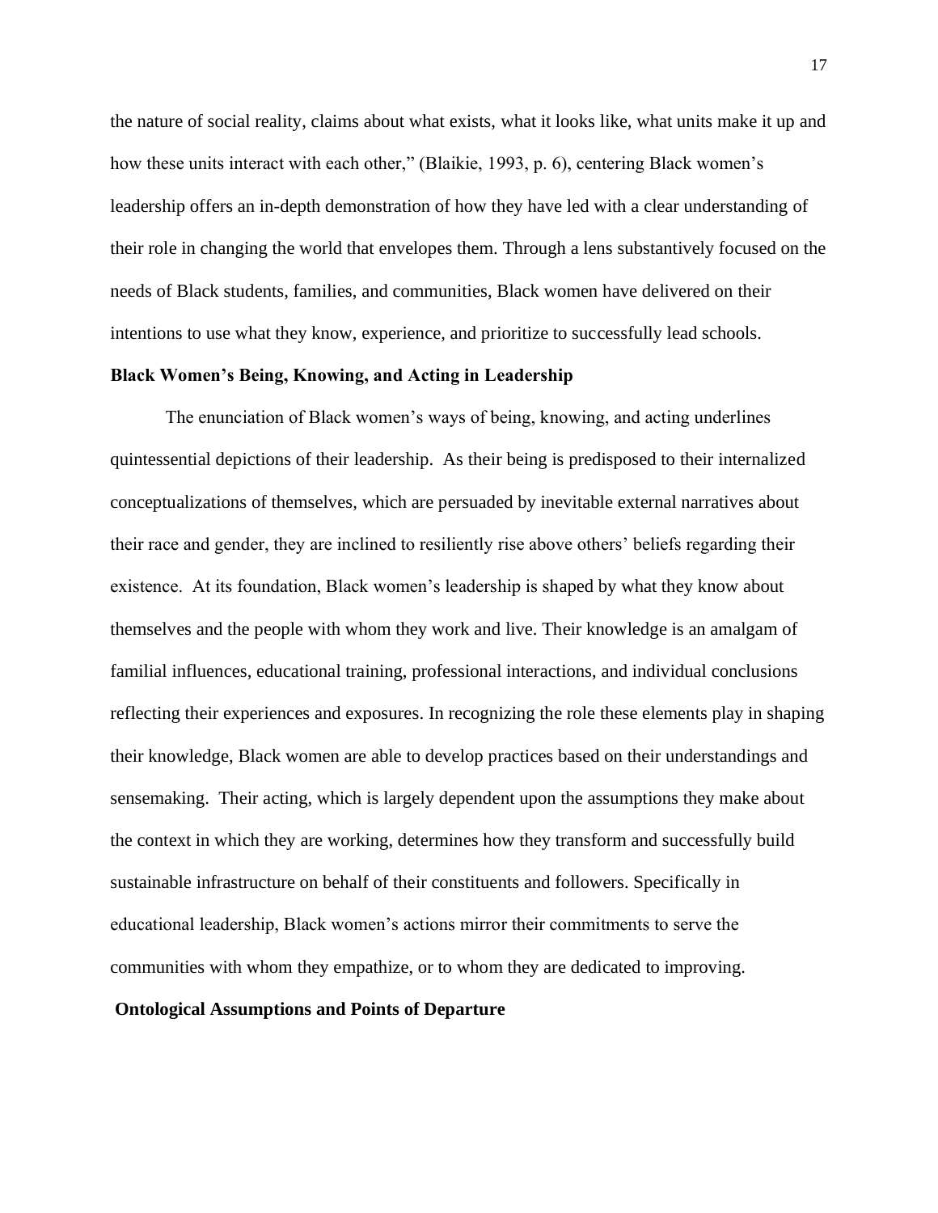the nature of social reality, claims about what exists, what it looks like, what units make it up and how these units interact with each other," (Blaikie, 1993, p. 6), centering Black women's leadership offers an in-depth demonstration of how they have led with a clear understanding of their role in changing the world that envelopes them. Through a lens substantively focused on the needs of Black students, families, and communities, Black women have delivered on their intentions to use what they know, experience, and prioritize to successfully lead schools.

### Black Women's Being, Knowing, and Acting in Leadership

The enunciation of Black women's ways of being, knowing, and acting underlines quintessential depictions of their leadership. As their being is predisposed to their internalized conceptualizations of themselves, which are persuaded by inevitable external narratives about their race and gender, they are inclined to resiliently rise above others' beliefs regarding their existence. At its foundation, Black women's leadership is shaped by what they know about themselves and the people with whom they work and live. Their knowledge is an amalgam of familial influences, educational training, professional interactions, and individual conclusions reflecting their experiences and exposures. In recognizing the role these elements play in shaping their knowledge, Black women are able to develop practices based on their understandings and sensemaking. Their acting, which is largely dependent upon the assumptions they make about the context in which they are working, determines how they transform and successfully build sustainable infrastructure on behalf of their constituents and followers. Specifically in educational leadership, Black women's actions mirror their commitments to serve the communities with whom they empathize, or to whom they are dedicated to improving.

### Ontological Assumptions and Points of Departure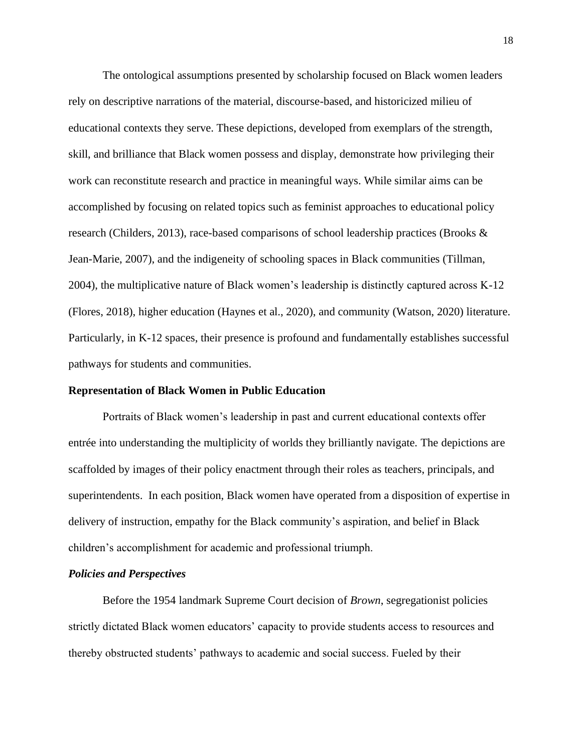The ontological assumptions presented by scholarship focused on Black women leaders rely on descriptive narrations of the material, discourse-based, and historicized milieu of educational contexts they serve. These depictions, developed from exemplars of the strength, skill, and brilliance that Black women possess and display, demonstrate how privileging their work can reconstitute research and practice in meaningful ways. While similar aims can be accomplished by focusing on related topics such as feminist approaches to educational policy research (Childers, 2013), race-based comparisons of school leadership practices (Brooks & Jean-Marie, 2007), and the indigeneity of schooling spaces in Black communities (Tillman, 2004), the multiplicative nature of Black women's leadership is distinctly captured across K-12 (Flores, 2018), higher education (Haynes et al., 2020), and community (Watson, 2020) literature. Particularly, in K-12 spaces, their presence is profound and fundamentally establishes successful pathways for students and communities.

## Representation of Black Women in Public Education

Portraits of Black women's leadership in past and current educational contexts offer entrée into understanding the multiplicity of worlds they brilliantly navigate. The depictions are scaffolded by images of their policy enactment through their roles as teachers, principals, and superintendents. In each position, Black women have operated from a disposition of expertise in delivery of instruction, empathy for the Black community's aspiration, and belief in Black children's accomplishment for academic and professional triumph.

### *Policies and Perspectives*

Before the 1954 landmark Supreme Court decision of *Brown*, segregationist policies strictly dictated Black women educators' capacity to provide students access to resources and thereby obstructed students' pathways to academic and social success. Fueled by their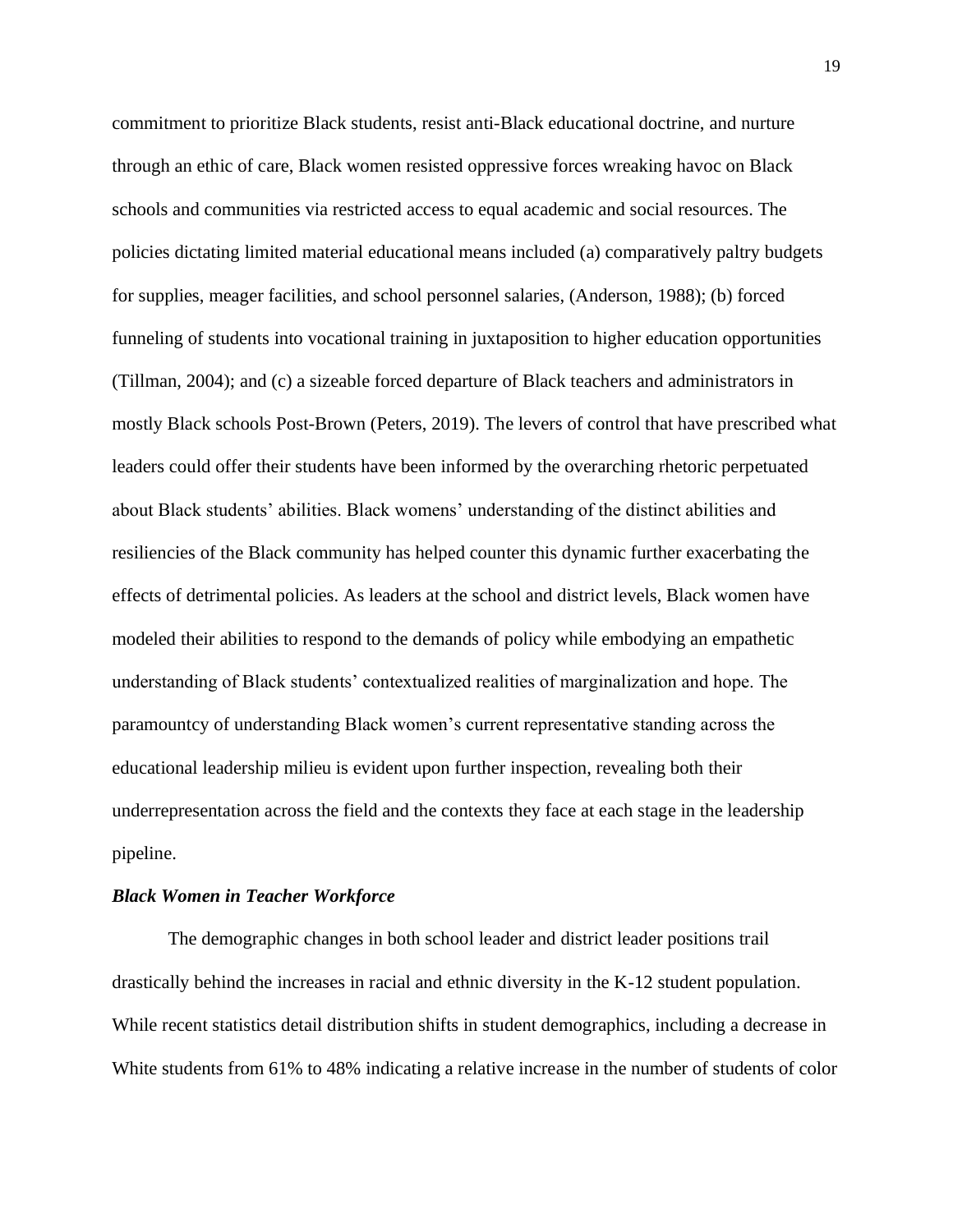commitment to prioritize Black students, resist anti-Black educational doctrine, and nurture through an ethic of care, Black women resisted oppressive forces wreaking havoc on Black schools and communities via restricted access to equal academic and social resources. The policies dictating limited material educational means included (a) comparatively paltry budgets for supplies, meager facilities, and school personnel salaries, (Anderson, 1988); (b) forced funneling of students into vocational training in juxtaposition to higher education opportunities (Tillman, 2004); and (c) a sizeable forced departure of Black teachers and administrators in mostly Black schools Post-Brown (Peters, 2019). The levers of control that have prescribed what leaders could offer their students have been informed by the overarching rhetoric perpetuated about Black students' abilities. Black womens' understanding of the distinct abilities and resiliencies of the Black community has helped counter this dynamic further exacerbating the effects of detrimental policies. As leaders at the school and district levels, Black women have modeled their abilities to respond to the demands of policy while embodying an empathetic understanding of Black students' contextualized realities of marginalization and hope. The paramountcy of understanding Black women's current representative standing across the educational leadership milieu is evident upon further inspection, revealing both their underrepresentation across the field and the contexts they face at each stage in the leadership pipeline.

### *Black Women in Teacher Workforce*

The demographic changes in both school leader and district leader positions trail drastically behind the increases in racial and ethnic diversity in the K-12 student population. While recent statistics detail distribution shifts in student demographics, including a decrease in White students from 61% to 48% indicating a relative increase in the number of students of color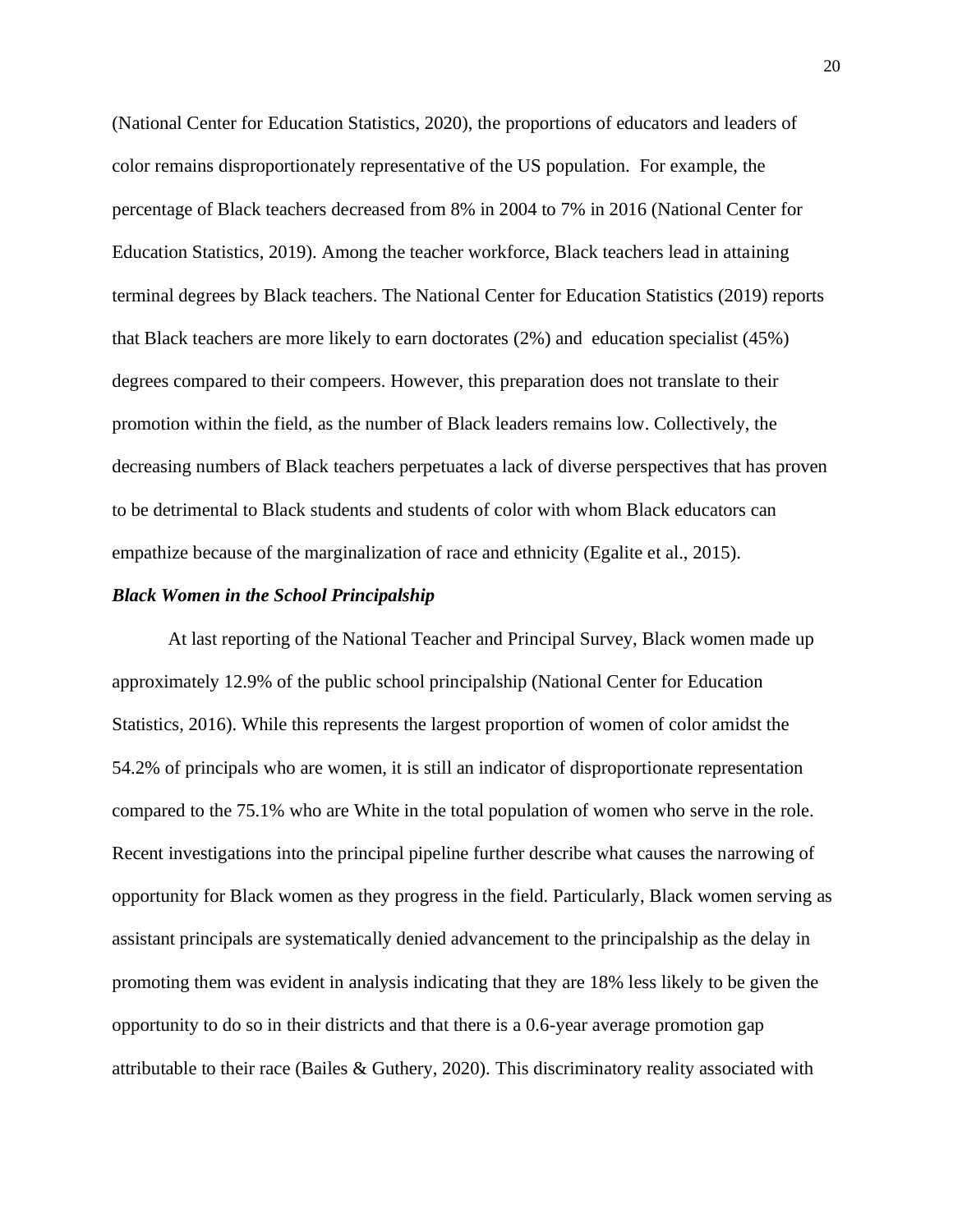(National Center for Education Statistics, 2020), the proportions of educators and leaders of color remains disproportionately representative of the US population. For example, the percentage of Black teachers decreased from 8% in 2004 to 7% in 2016 (National Center for Education Statistics, 2019). Among the teacher workforce, Black teachers lead in attaining terminal degrees by Black teachers. The National Center for Education Statistics (2019) reports that Black teachers are more likely to earn doctorates (2%) and education specialist (45%) degrees compared to their compeers. However, this preparation does not translate to their promotion within the field, as the number of Black leaders remains low. Collectively, the decreasing numbers of Black teachers perpetuates a lack of diverse perspectives that has proven to be detrimental to Black students and students of color with whom Black educators can empathize because of the marginalization of race and ethnicity (Egalite et al., 2015).

### ***Black Women in the School Principalship***

At last reporting of the National Teacher and Principal Survey, Black women made up approximately 12.9% of the public school principalship (National Center for Education Statistics, 2016). While this represents the largest proportion of women of color amidst the 54.2% of principals who are women, it is still an indicator of disproportionate representation compared to the 75.1% who are White in the total population of women who serve in the role. Recent investigations into the principal pipeline further describe what causes the narrowing of opportunity for Black women as they progress in the field. Particularly, Black women serving as assistant principals are systematically denied advancement to the principalship as the delay in promoting them was evident in analysis indicating that they are 18% less likely to be given the opportunity to do so in their districts and that there is a 0.6-year average promotion gap attributable to their race (Bailes & Guthery, 2020). This discriminatory reality associated with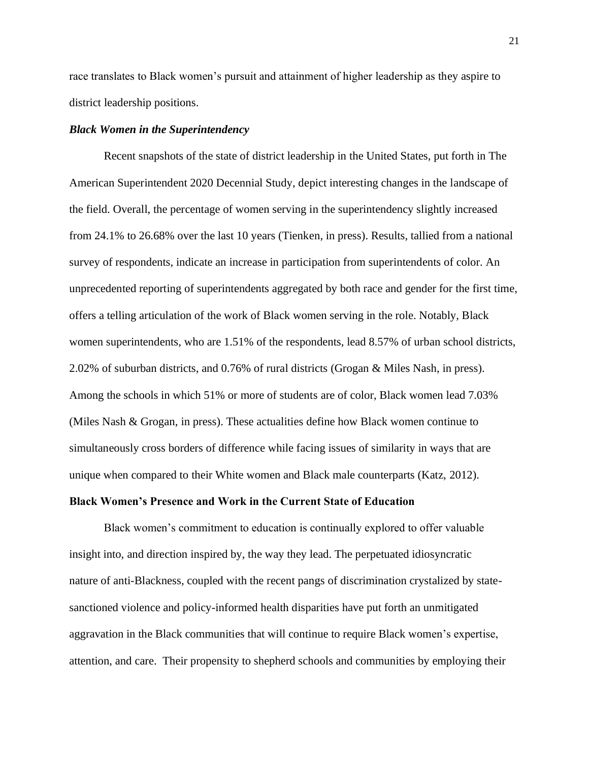race translates to Black women's pursuit and attainment of higher leadership as they aspire to district leadership positions.

### *Black Women in the Superintendency*

Recent snapshots of the state of district leadership in the United States, put forth in The American Superintendent 2020 Decennial Study, depict interesting changes in the landscape of the field. Overall, the percentage of women serving in the superintendency slightly increased from 24.1% to 26.68% over the last 10 years (Tienken, in press). Results, tallied from a national survey of respondents, indicate an increase in participation from superintendents of color. An unprecedented reporting of superintendents aggregated by both race and gender for the first time, offers a telling articulation of the work of Black women serving in the role. Notably, Black women superintendents, who are 1.51% of the respondents, lead 8.57% of urban school districts, 2.02% of suburban districts, and 0.76% of rural districts (Grogan & Miles Nash, in press). Among the schools in which 51% or more of students are of color, Black women lead 7.03% (Miles Nash & Grogan, in press). These actualities define how Black women continue to simultaneously cross borders of difference while facing issues of similarity in ways that are unique when compared to their White women and Black male counterparts (Katz, 2012).

## Black Women's Presence and Work in the Current State of Education

Black women's commitment to education is continually explored to offer valuable insight into, and direction inspired by, the way they lead. The perpetuated idiosyncratic nature of anti-Blackness, coupled with the recent pangs of discrimination crystalized by state-sanctioned violence and policy-informed health disparities have put forth an unmitigated aggravation in the Black communities that will continue to require Black women's expertise, attention, and care. Their propensity to shepherd schools and communities by employing their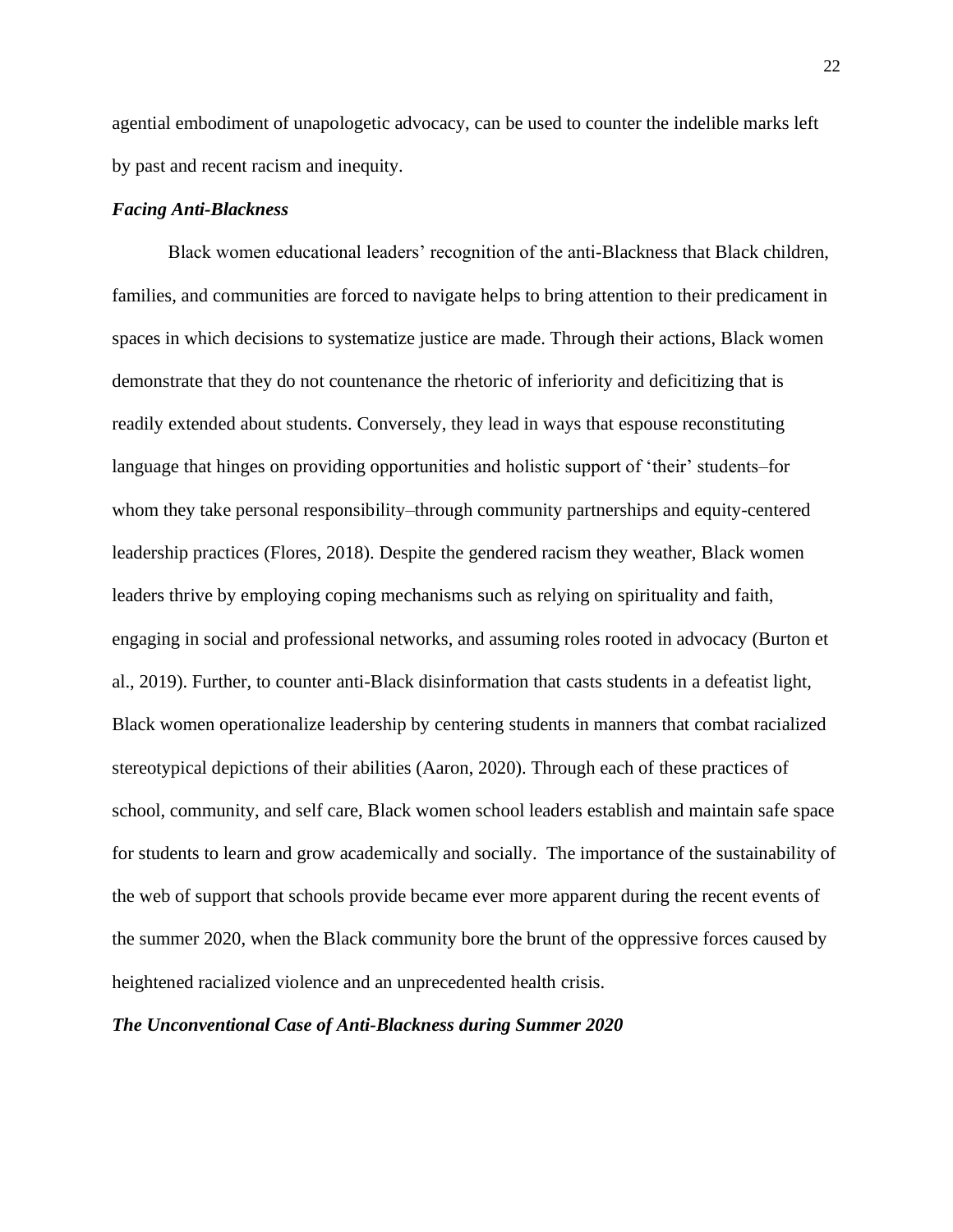agential embodiment of unapologetic advocacy, can be used to counter the indelible marks left by past and recent racism and inequity.

### *Facing Anti-Blackness*

Black women educational leaders' recognition of the anti-Blackness that Black children, families, and communities are forced to navigate helps to bring attention to their predicament in spaces in which decisions to systematize justice are made. Through their actions, Black women demonstrate that they do not countenance the rhetoric of inferiority and deficitizing that is readily extended about students. Conversely, they lead in ways that espouse reconstituting language that hinges on providing opportunities and holistic support of 'their' students–for whom they take personal responsibility–through community partnerships and equity-centered leadership practices (Flores, 2018). Despite the gendered racism they weather, Black women leaders thrive by employing coping mechanisms such as relying on spirituality and faith, engaging in social and professional networks, and assuming roles rooted in advocacy (Burton et al., 2019). Further, to counter anti-Black disinformation that casts students in a defeatist light, Black women operationalize leadership by centering students in manners that combat racialized stereotypical depictions of their abilities (Aaron, 2020). Through each of these practices of school, community, and self care, Black women school leaders establish and maintain safe space for students to learn and grow academically and socially. The importance of the sustainability of the web of support that schools provide became ever more apparent during the recent events of the summer 2020, when the Black community bore the brunt of the oppressive forces caused by heightened racialized violence and an unprecedented health crisis.

### *The Unconventional Case of Anti-Blackness during Summer 2020*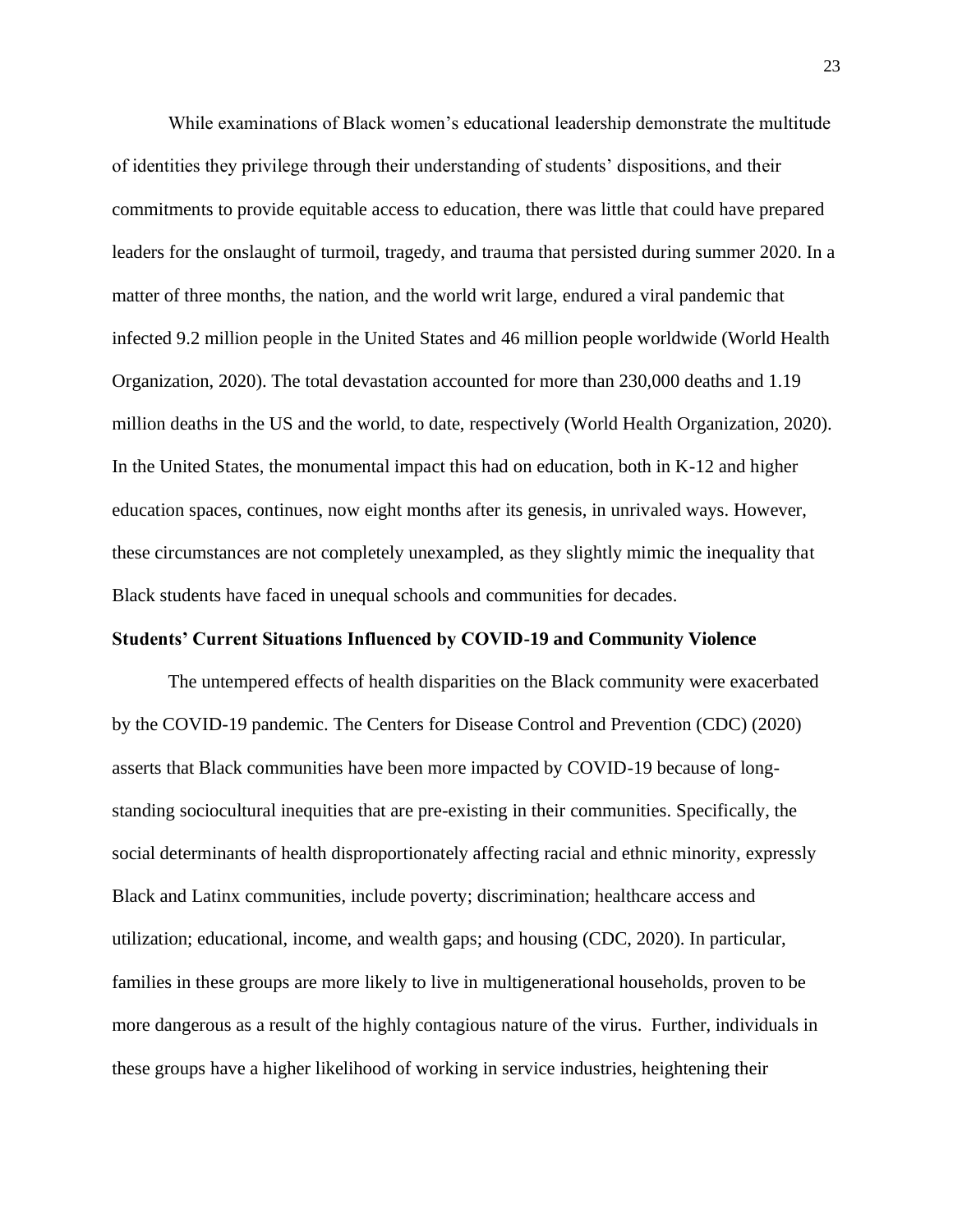While examinations of Black women's educational leadership demonstrate the multitude of identities they privilege through their understanding of students' dispositions, and their commitments to provide equitable access to education, there was little that could have prepared leaders for the onslaught of turmoil, tragedy, and trauma that persisted during summer 2020. In a matter of three months, the nation, and the world writ large, endured a viral pandemic that infected 9.2 million people in the United States and 46 million people worldwide (World Health Organization, 2020). The total devastation accounted for more than 230,000 deaths and 1.19 million deaths in the US and the world, to date, respectively (World Health Organization, 2020). In the United States, the monumental impact this had on education, both in K-12 and higher education spaces, continues, now eight months after its genesis, in unrivaled ways. However, these circumstances are not completely unexampled, as they slightly mimic the inequality that Black students have faced in unequal schools and communities for decades.

### Students' Current Situations Influenced by COVID-19 and Community Violence

The untempered effects of health disparities on the Black community were exacerbated by the COVID-19 pandemic. The Centers for Disease Control and Prevention (CDC) (2020) asserts that Black communities have been more impacted by COVID-19 because of long-standing sociocultural inequities that are pre-existing in their communities. Specifically, the social determinants of health disproportionately affecting racial and ethnic minority, expressly Black and Latinx communities, include poverty; discrimination; healthcare access and utilization; educational, income, and wealth gaps; and housing (CDC, 2020). In particular, families in these groups are more likely to live in multigenerational households, proven to be more dangerous as a result of the highly contagious nature of the virus. Further, individuals in these groups have a higher likelihood of working in service industries, heightening their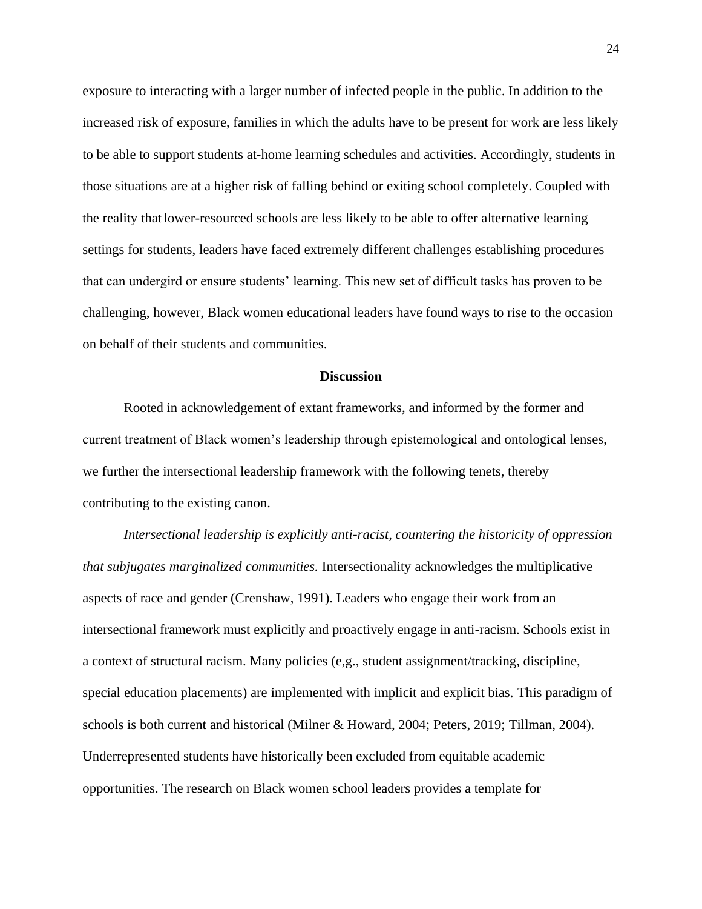exposure to interacting with a larger number of infected people in the public. In addition to the increased risk of exposure, families in which the adults have to be present for work are less likely to be able to support students at-home learning schedules and activities. Accordingly, students in those situations are at a higher risk of falling behind or exiting school completely. Coupled with the reality that lower-resourced schools are less likely to be able to offer alternative learning settings for students, leaders have faced extremely different challenges establishing procedures that can undergird or ensure students' learning. This new set of difficult tasks has proven to be challenging, however, Black women educational leaders have found ways to rise to the occasion on behalf of their students and communities.

## Discussion

Rooted in acknowledgement of extant frameworks, and informed by the former and current treatment of Black women's leadership through epistemological and ontological lenses, we further the intersectional leadership framework with the following tenets, thereby contributing to the existing canon.

*Intersectional leadership is explicitly anti-racist, countering the historicity of oppression that subjugates marginalized communities.* Intersectionality acknowledges the multiplicative aspects of race and gender (Crenshaw, 1991). Leaders who engage their work from an intersectional framework must explicitly and proactively engage in anti-racism. Schools exist in a context of structural racism. Many policies (e,g., student assignment/tracking, discipline, special education placements) are implemented with implicit and explicit bias. This paradigm of schools is both current and historical (Milner & Howard, 2004; Peters, 2019; Tillman, 2004). Underrepresented students have historically been excluded from equitable academic opportunities. The research on Black women school leaders provides a template for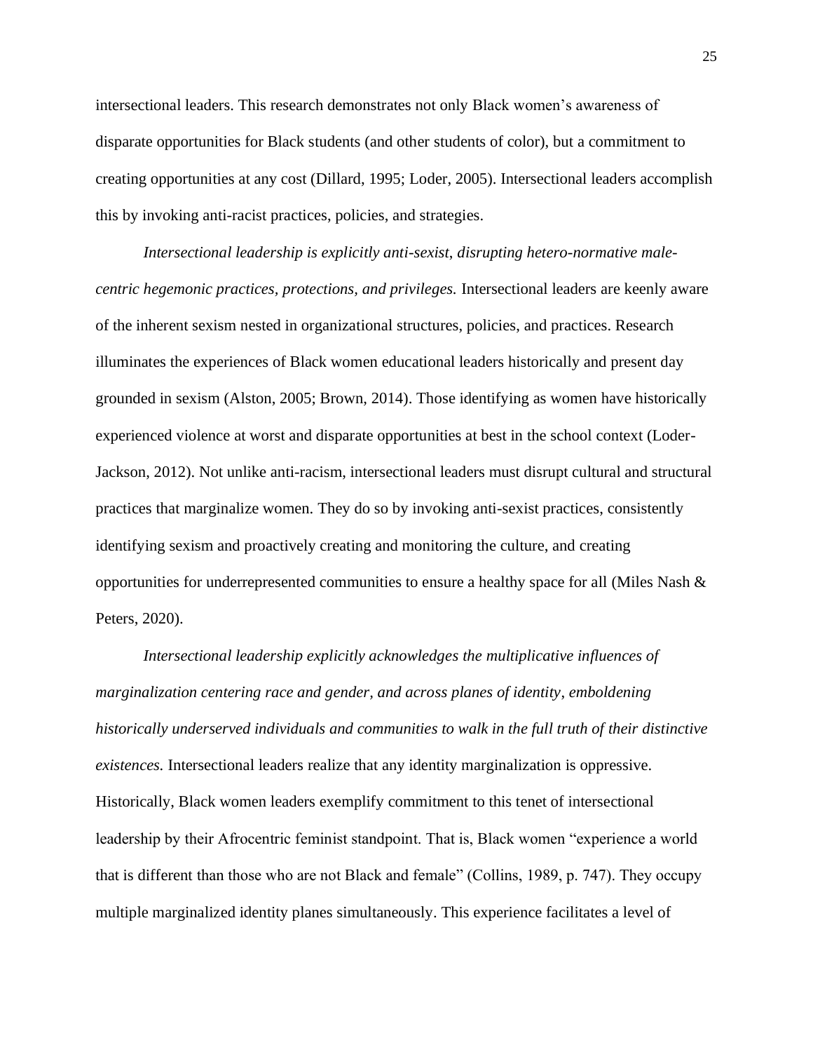intersectional leaders. This research demonstrates not only Black women's awareness of disparate opportunities for Black students (and other students of color), but a commitment to creating opportunities at any cost (Dillard, 1995; Loder, 2005). Intersectional leaders accomplish this by invoking anti-racist practices, policies, and strategies.

*Intersectional leadership is explicitly anti-sexist, disrupting hetero-normative male-centric hegemonic practices, protections, and privileges.* Intersectional leaders are keenly aware of the inherent sexism nested in organizational structures, policies, and practices. Research illuminates the experiences of Black women educational leaders historically and present day grounded in sexism (Alston, 2005; Brown, 2014). Those identifying as women have historically experienced violence at worst and disparate opportunities at best in the school context (Loder-Jackson, 2012). Not unlike anti-racism, intersectional leaders must disrupt cultural and structural practices that marginalize women. They do so by invoking anti-sexist practices, consistently identifying sexism and proactively creating and monitoring the culture, and creating opportunities for underrepresented communities to ensure a healthy space for all (Miles Nash & Peters, 2020).

*Intersectional leadership explicitly acknowledges the multiplicative influences of marginalization centering race and gender, and across planes of identity, emboldening historically underserved individuals and communities to walk in the full truth of their distinctive existences.* Intersectional leaders realize that any identity marginalization is oppressive. Historically, Black women leaders exemplify commitment to this tenet of intersectional leadership by their Afrocentric feminist standpoint. That is, Black women "experience a world that is different than those who are not Black and female" (Collins, 1989, p. 747). They occupy multiple marginalized identity planes simultaneously. This experience facilitates a level of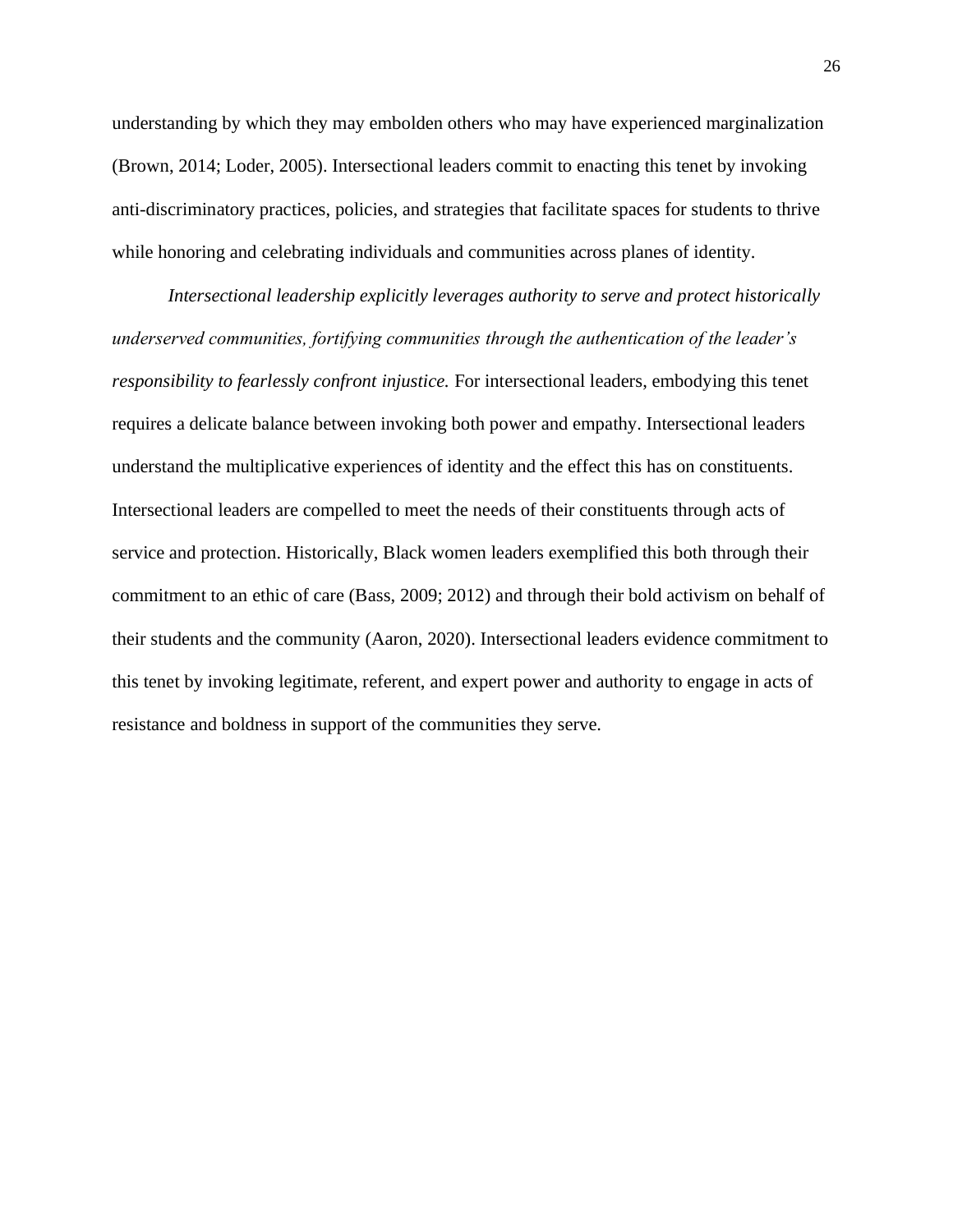understanding by which they may embolden others who may have experienced marginalization (Brown, 2014; Loder, 2005). Intersectional leaders commit to enacting this tenet by invoking anti-discriminatory practices, policies, and strategies that facilitate spaces for students to thrive while honoring and celebrating individuals and communities across planes of identity.

*Intersectional leadership explicitly leverages authority to serve and protect historically underserved communities, fortifying communities through the authentication of the leader's responsibility to fearlessly confront injustice.* For intersectional leaders, embodying this tenet requires a delicate balance between invoking both power and empathy. Intersectional leaders understand the multiplicative experiences of identity and the effect this has on constituents. Intersectional leaders are compelled to meet the needs of their constituents through acts of service and protection. Historically, Black women leaders exemplified this both through their commitment to an ethic of care (Bass, 2009; 2012) and through their bold activism on behalf of their students and the community (Aaron, 2020). Intersectional leaders evidence commitment to this tenet by invoking legitimate, referent, and expert power and authority to engage in acts of resistance and boldness in support of the communities they serve.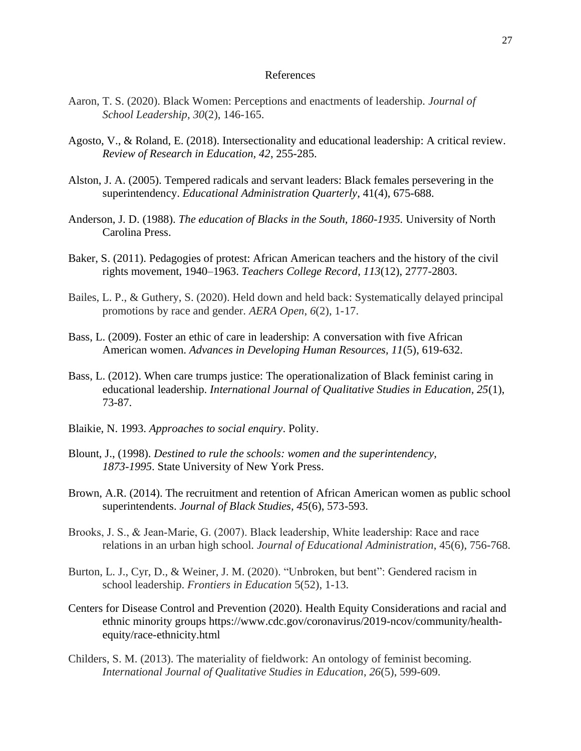# References

Aaron, T. S. (2020). Black Women: Perceptions and enactments of leadership. *Journal of School Leadership*, *30*(2), 146-165.

Agosto, V., & Roland, E. (2018). Intersectionality and educational leadership: A critical review. *Review of Research in Education*, *42*, 255-285.

Alston, J. A. (2005). Tempered radicals and servant leaders: Black females persevering in the superintendency. *Educational Administration Quarterly*, 41(4), 675-688.

Anderson, J. D. (1988). *The education of Blacks in the South, 1860-1935.* University of North Carolina Press.

Baker, S. (2011). Pedagogies of protest: African American teachers and the history of the civil rights movement, 1940–1963. *Teachers College Record*, *113*(12), 2777-2803.

Bailes, L. P., & Guthery, S. (2020). Held down and held back: Systematically delayed principal promotions by race and gender. *AERA Open*, *6*(2), 1-17.

Bass, L. (2009). Foster an ethic of care in leadership: A conversation with five African American women. *Advances in Developing Human Resources, 11*(5), 619-632.

Bass, L. (2012). When care trumps justice: The operationalization of Black feminist caring in educational leadership. *International Journal of Qualitative Studies in Education, 25*(1), 73-87.

Blaikie, N. 1993. *Approaches to social enquiry*. Polity.

Blount, J., (1998). *Destined to rule the schools: women and the superintendency, 1873-1995*. State University of New York Press.

Brown, A.R. (2014). The recruitment and retention of African American women as public school superintendents. *Journal of Black Studies, 45*(6), 573-593.

Brooks, J. S., & Jean-Marie, G. (2007). Black leadership, White leadership: Race and race relations in an urban high school. *Journal of Educational Administration*, 45(6), 756-768.

Burton, L. J., Cyr, D., & Weiner, J. M. (2020). "Unbroken, but bent": Gendered racism in school leadership. *Frontiers in Education* 5(52), 1-13.

Centers for Disease Control and Prevention (2020). Health Equity Considerations and racial and ethnic minority groups https://www.cdc.gov/coronavirus/2019-ncov/community/health-equity/race-ethnicity.html

Childers, S. M. (2013). The materiality of fieldwork: An ontology of feminist becoming. *International Journal of Qualitative Studies in Education*, *26*(5), 599-609.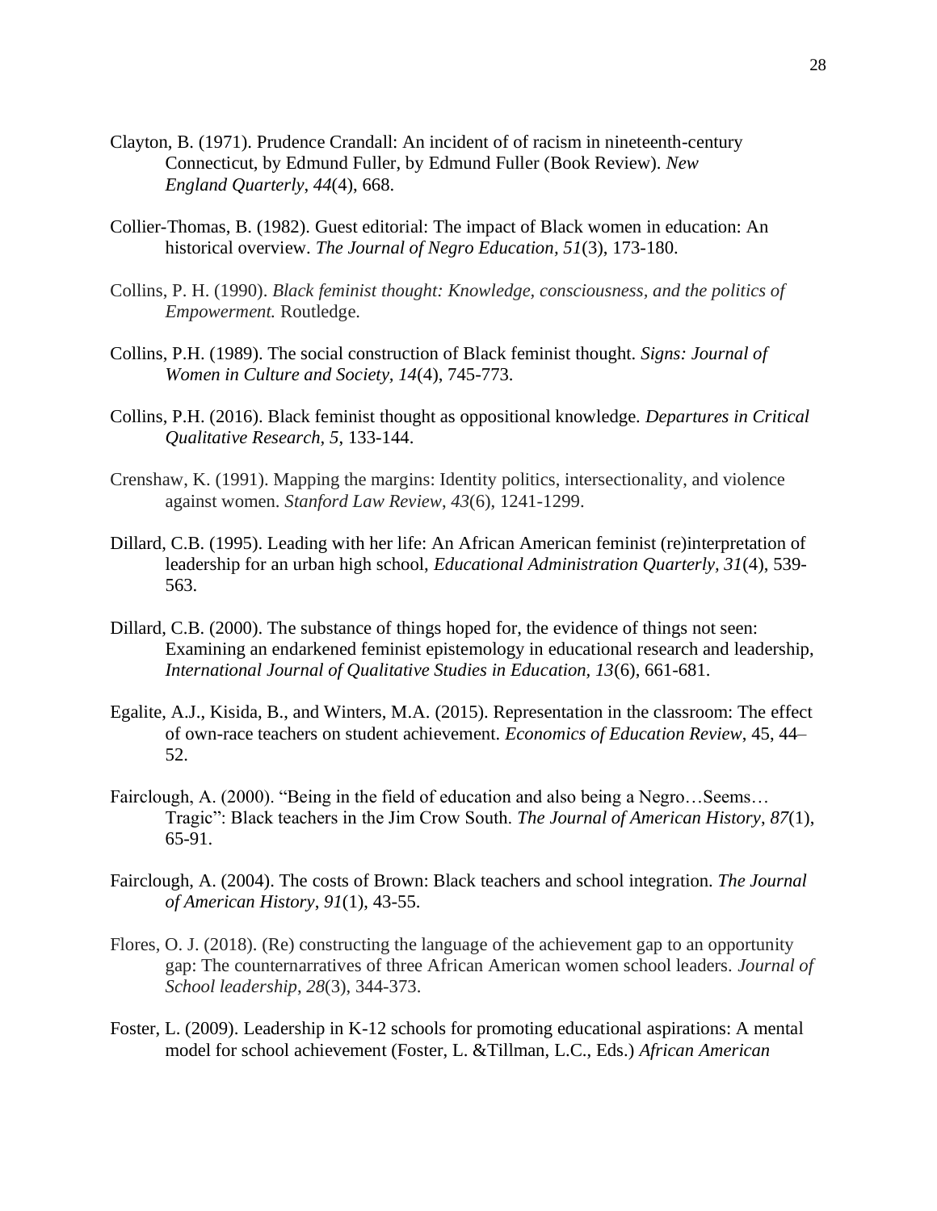Clayton, B. (1971). Prudence Crandall: An incident of of racism in nineteenth-century Connecticut, by Edmund Fuller, by Edmund Fuller (Book Review). *New England Quarterly*, *44*(4), 668.

Collier-Thomas, B. (1982). Guest editorial: The impact of Black women in education: An historical overview. *The Journal of Negro Education*, *51*(3), 173-180.

Collins, P. H. (1990). *Black feminist thought: Knowledge, consciousness, and the politics of Empowerment.* Routledge.

Collins, P.H. (1989). The social construction of Black feminist thought. *Signs: Journal of Women in Culture and Society, 14*(4), 745-773.

Collins, P.H. (2016). Black feminist thought as oppositional knowledge. *Departures in Critical Qualitative Research, 5*, 133-144.

Crenshaw, K. (1991). Mapping the margins: Identity politics, intersectionality, and violence against women. *Stanford Law Review*, *43*(6), 1241-1299.

Dillard, C.B. (1995). Leading with her life: An African American feminist (re)interpretation of leadership for an urban high school, *Educational Administration Quarterly, 31*(4), 539-563.

Dillard, C.B. (2000). The substance of things hoped for, the evidence of things not seen: Examining an endarkened feminist epistemology in educational research and leadership, *International Journal of Qualitative Studies in Education, 13*(6), 661-681.

Egalite, A.J., Kisida, B., and Winters, M.A. (2015). Representation in the classroom: The effect of own-race teachers on student achievement. *Economics of Education Review*, 45, 44–52.

Fairclough, A. (2000). "Being in the field of education and also being a Negro…Seems… Tragic": Black teachers in the Jim Crow South. *The Journal of American History*, *87*(1), 65-91.

Fairclough, A. (2004). The costs of Brown: Black teachers and school integration. *The Journal of American History*, *91*(1), 43-55.

Flores, O. J. (2018). (Re) constructing the language of the achievement gap to an opportunity gap: The counternarratives of three African American women school leaders. *Journal of School leadership*, *28*(3), 344-373.

Foster, L. (2009). Leadership in K-12 schools for promoting educational aspirations: A mental model for school achievement (Foster, L. &Tillman, L.C., Eds.) *African American*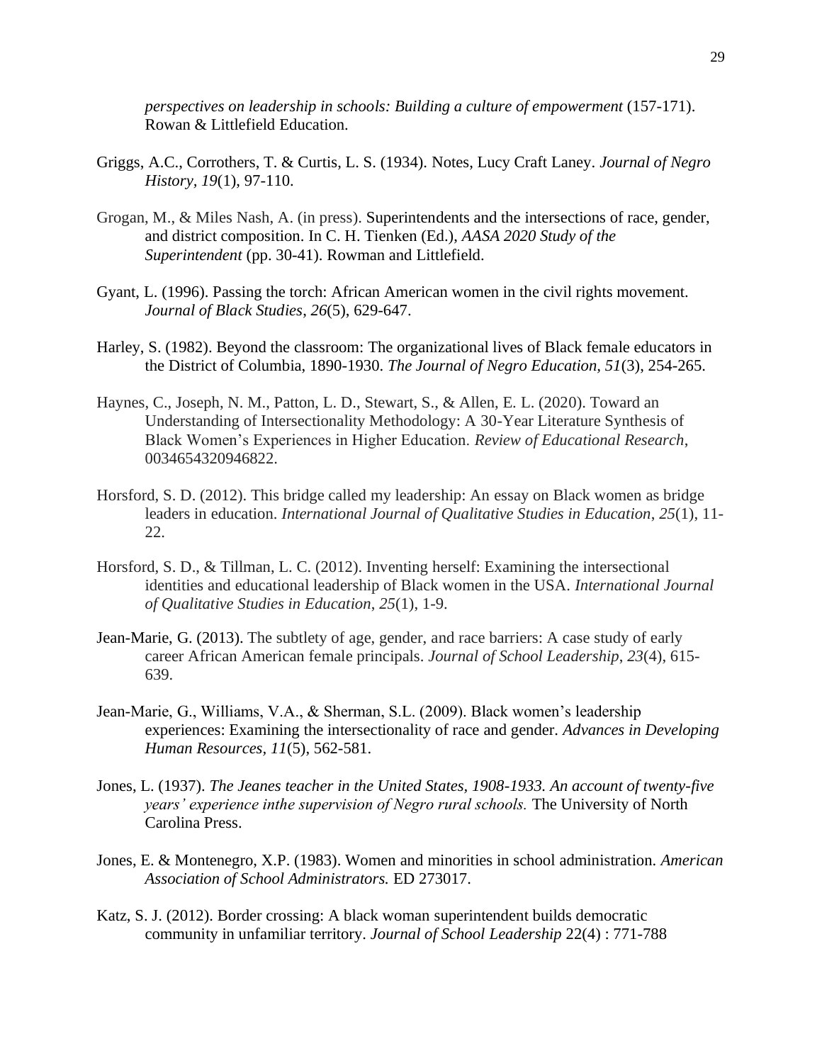*perspectives on leadership in schools: Building a culture of empowerment* (157-171). Rowan & Littlefield Education.

Griggs, A.C., Corrothers, T. & Curtis, L. S. (1934). Notes, Lucy Craft Laney. *Journal of Negro History, 19*(1), 97-110.

Grogan, M., & Miles Nash, A. (in press). Superintendents and the intersections of race, gender, and district composition. In C. H. Tienken (Ed.), *AASA 2020 Study of the Superintendent* (pp. 30-41). Rowman and Littlefield.

Gyant, L. (1996). Passing the torch: African American women in the civil rights movement. *Journal of Black Studies*, *26*(5), 629-647.

Harley, S. (1982). Beyond the classroom: The organizational lives of Black female educators in the District of Columbia, 1890-1930. *The Journal of Negro Education, 51*(3), 254-265.

Haynes, C., Joseph, N. M., Patton, L. D., Stewart, S., & Allen, E. L. (2020). Toward an Understanding of Intersectionality Methodology: A 30-Year Literature Synthesis of Black Women's Experiences in Higher Education. *Review of Educational Research*, 0034654320946822.

Horsford, S. D. (2012). This bridge called my leadership: An essay on Black women as bridge leaders in education. *International Journal of Qualitative Studies in Education*, *25*(1), 11-22.

Horsford, S. D., & Tillman, L. C. (2012). Inventing herself: Examining the intersectional identities and educational leadership of Black women in the USA. *International Journal of Qualitative Studies in Education*, *25*(1), 1-9.

Jean-Marie, G. (2013). The subtlety of age, gender, and race barriers: A case study of early career African American female principals. *Journal of School Leadership*, *23*(4), 615-639.

Jean-Marie, G., Williams, V.A., & Sherman, S.L. (2009). Black women's leadership experiences: Examining the intersectionality of race and gender. *Advances in Developing Human Resources, 11*(5), 562-581.

Jones, L. (1937). *The Jeanes teacher in the United States, 1908-1933. An account of twenty-five years' experience inthe supervision of Negro rural schools.* The University of North Carolina Press.

Jones, E. & Montenegro, X.P. (1983). Women and minorities in school administration. *American Association of School Administrators.* ED 273017.

Katz, S. J. (2012). Border crossing: A black woman superintendent builds democratic community in unfamiliar territory. *Journal of School Leadership* 22(4) : 771-788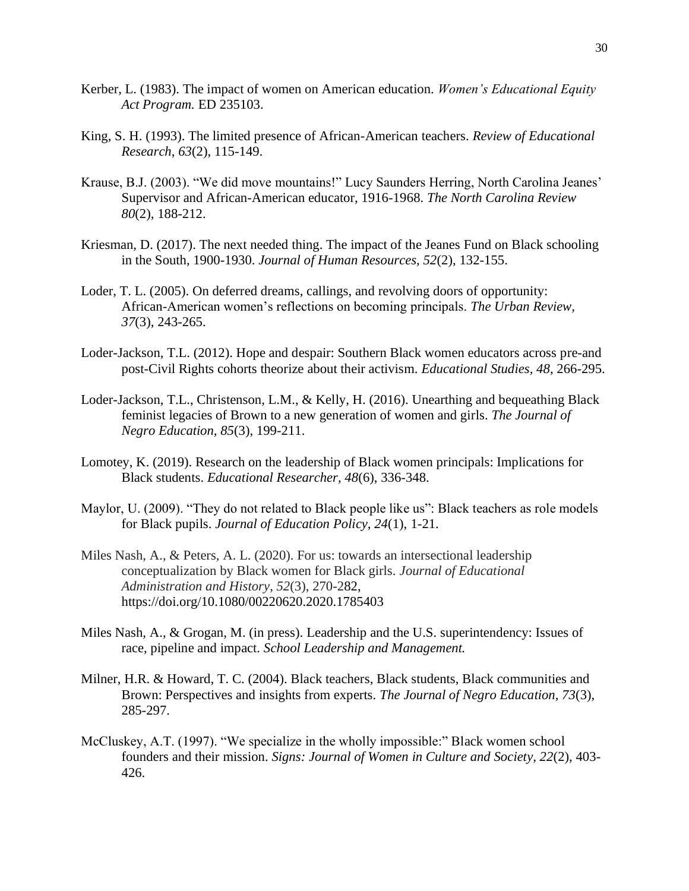Kerber, L. (1983). The impact of women on American education. *Women's Educational Equity Act Program.* ED 235103.

King, S. H. (1993). The limited presence of African-American teachers. *Review of Educational Research*, *63*(2), 115-149.

Krause, B.J. (2003). "We did move mountains!" Lucy Saunders Herring, North Carolina Jeanes' Supervisor and African-American educator, 1916-1968. *The North Carolina Review 80*(2), 188-212.

Kriesman, D. (2017). The next needed thing. The impact of the Jeanes Fund on Black schooling in the South, 1900-1930. *Journal of Human Resources, 52*(2), 132-155.

Loder, T. L. (2005). On deferred dreams, callings, and revolving doors of opportunity: African-American women's reflections on becoming principals. *The Urban Review, 37*(3), 243-265.

Loder-Jackson, T.L. (2012). Hope and despair: Southern Black women educators across pre-and post-Civil Rights cohorts theorize about their activism. *Educational Studies, 48*, 266-295.

Loder-Jackson, T.L., Christenson, L.M., & Kelly, H. (2016). Unearthing and bequeathing Black feminist legacies of Brown to a new generation of women and girls. *The Journal of Negro Education, 85*(3), 199-211.

Lomotey, K. (2019). Research on the leadership of Black women principals: Implications for Black students. *Educational Researcher, 48*(6), 336-348.

Maylor, U. (2009). "They do not related to Black people like us": Black teachers as role models for Black pupils. *Journal of Education Policy, 24*(1), 1-21.

Miles Nash, A., & Peters, A. L. (2020). For us: towards an intersectional leadership conceptualization by Black women for Black girls. *Journal of Educational Administration and History, 52*(3), 270-282, https://doi.org/10.1080/00220620.2020.1785403

Miles Nash, A., & Grogan, M. (in press). Leadership and the U.S. superintendency: Issues of race, pipeline and impact. *School Leadership and Management.*

Milner, H.R. & Howard, T. C. (2004). Black teachers, Black students, Black communities and Brown: Perspectives and insights from experts. *The Journal of Negro Education*, *73*(3), 285-297.

McCluskey, A.T. (1997). "We specialize in the wholly impossible:" Black women school founders and their mission. *Signs: Journal of Women in Culture and Society, 22*(2), 403-426.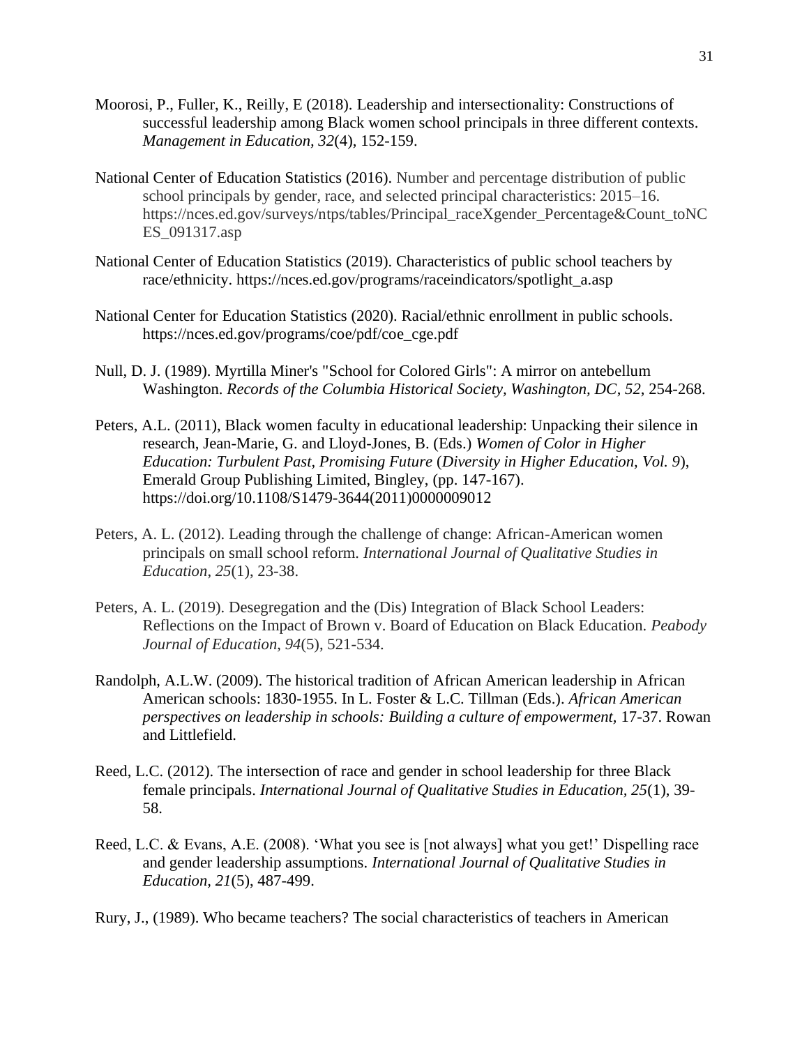Moorosi, P., Fuller, K., Reilly, E (2018). Leadership and intersectionality: Constructions of successful leadership among Black women school principals in three different contexts. *Management in Education, 32*(4), 152-159.

National Center of Education Statistics (2016). Number and percentage distribution of public school principals by gender, race, and selected principal characteristics: 2015–16. https://nces.ed.gov/surveys/ntps/tables/Principal_raceXgender_Percentage&Count_toNCES_091317.asp

National Center of Education Statistics (2019). Characteristics of public school teachers by race/ethnicity. https://nces.ed.gov/programs/raceindicators/spotlight_a.asp

National Center for Education Statistics (2020). Racial/ethnic enrollment in public schools. https://nces.ed.gov/programs/coe/pdf/coe_cge.pdf

Null, D. J. (1989). Myrtilla Miner's "School for Colored Girls": A mirror on antebellum Washington. *Records of the Columbia Historical Society, Washington, DC*, *52*, 254-268.

Peters, A.L. (2011), Black women faculty in educational leadership: Unpacking their silence in research, Jean-Marie, G. and Lloyd-Jones, B. (Eds.) *Women of Color in Higher Education: Turbulent Past, Promising Future* (*Diversity in Higher Education, Vol. 9*), Emerald Group Publishing Limited, Bingley, (pp. 147-167). https://doi.org/10.1108/S1479-3644(2011)0000009012

Peters, A. L. (2012). Leading through the challenge of change: African-American women principals on small school reform. *International Journal of Qualitative Studies in Education*, *25*(1), 23-38.

Peters, A. L. (2019). Desegregation and the (Dis) Integration of Black School Leaders: Reflections on the Impact of Brown v. Board of Education on Black Education. *Peabody Journal of Education*, *94*(5), 521-534.

Randolph, A.L.W. (2009). The historical tradition of African American leadership in African American schools: 1830-1955. In L. Foster & L.C. Tillman (Eds.). *African American perspectives on leadership in schools: Building a culture of empowerment*, 17-37. Rowan and Littlefield.

Reed, L.C. (2012). The intersection of race and gender in school leadership for three Black female principals. *International Journal of Qualitative Studies in Education, 25*(1), 39-58.

Reed, L.C. & Evans, A.E. (2008). 'What you see is [not always] what you get!' Dispelling race and gender leadership assumptions. *International Journal of Qualitative Studies in Education, 21*(5), 487-499.

Rury, J., (1989). Who became teachers? The social characteristics of teachers in American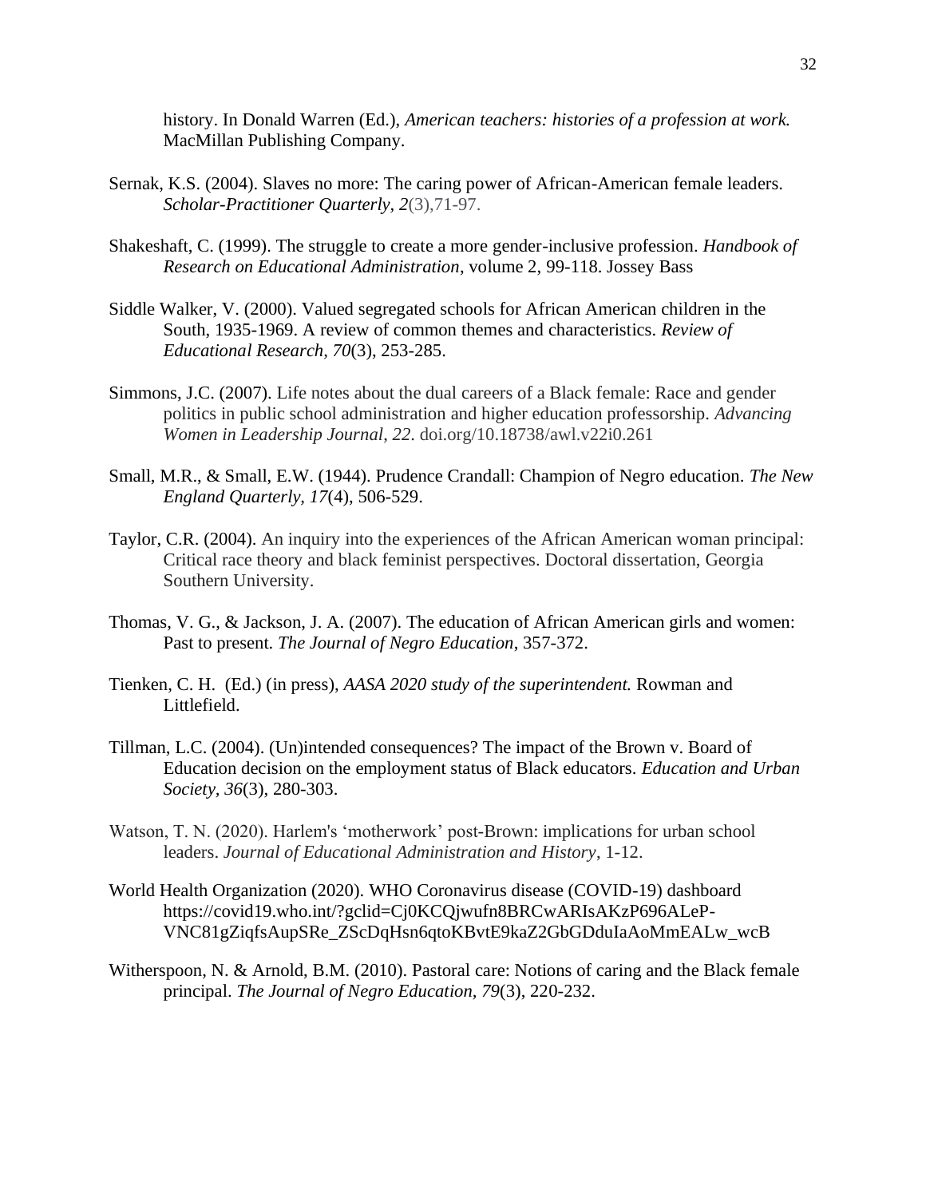history. In Donald Warren (Ed.), *American teachers: histories of a profession at work.* MacMillan Publishing Company.

Sernak, K.S. (2004). Slaves no more: The caring power of African-American female leaders. *Scholar-Practitioner Quarterly, 2*(3),71-97.

Shakeshaft, C. (1999). The struggle to create a more gender-inclusive profession. *Handbook of Research on Educational Administration*, volume 2, 99-118. Jossey Bass

Siddle Walker, V. (2000). Valued segregated schools for African American children in the South, 1935-1969. A review of common themes and characteristics. *Review of Educational Research, 70*(3), 253-285.

Simmons, J.C. (2007). Life notes about the dual careers of a Black female: Race and gender politics in public school administration and higher education professorship. *Advancing Women in Leadership Journal*, *22*. doi.org/10.18738/awl.v22i0.261

Small, M.R., & Small, E.W. (1944). Prudence Crandall: Champion of Negro education. *The New England Quarterly, 17*(4), 506-529.

Taylor, C.R. (2004). An inquiry into the experiences of the African American woman principal: Critical race theory and black feminist perspectives. Doctoral dissertation, Georgia Southern University.

Thomas, V. G., & Jackson, J. A. (2007). The education of African American girls and women: Past to present. *The Journal of Negro Education*, 357-372.

Tienken, C. H. (Ed.) (in press), *AASA 2020 study of the superintendent.* Rowman and Littlefield.

Tillman, L.C. (2004). (Un)intended consequences? The impact of the Brown v. Board of Education decision on the employment status of Black educators. *Education and Urban Society, 36*(3), 280-303.

Watson, T. N. (2020). Harlem's 'motherwork' post-Brown: implications for urban school leaders. *Journal of Educational Administration and History*, 1-12.

World Health Organization (2020). WHO Coronavirus disease (COVID-19) dashboard https://covid19.who.int/?gclid=Cj0KCQjwufn8BRCwARIsAKzP696ALeP-VNC81gZiqfsAupSRe_ZScDqHsn6qtoKBvtE9kaZ2GbGDduIaAoMmEALw_wcB

Witherspoon, N. & Arnold, B.M. (2010). Pastoral care: Notions of caring and the Black female principal. *The Journal of Negro Education, 79*(3), 220-232.